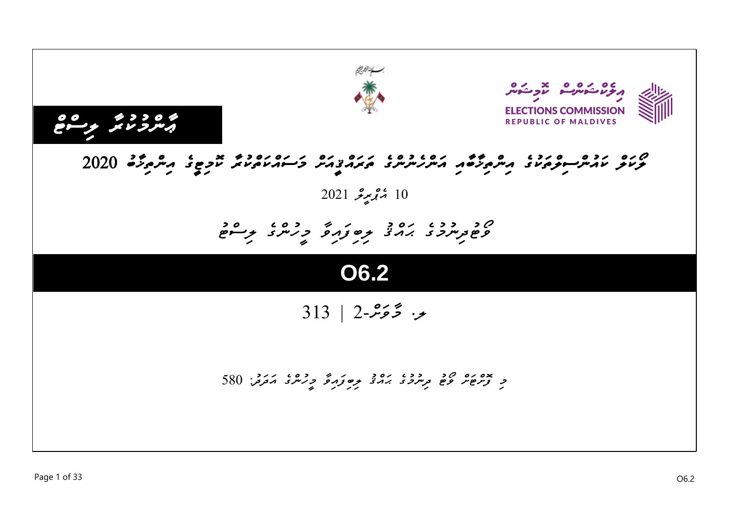އިލެކްޝަންސް ކޮމިޝަން

ELECTIONS COMMISSION
REPUBLIC OF MALDIVES

އަންހުމުނަށް ލިސްޓު

# ލޯކަލް ކައުންސިލްތަކުގެ އިންތިޚާބާއި އަންހެނުންގެ ތަރައްޤީއަށް މަސައްކަތްކުރާ ކޮމިޓީގެ އިންތިޚާބު 2020

10 އެޕްރީލް 2021

ވޯޓުދިނުމުގެ ހައްޤު ލިބިފައިވާ މީހުންގެ ލިސްޓު

# O6.2

ލ. މާވަށް-2 | 313

މި ފޮށްޓަށް ވޯޓު ދިނުމުގެ ހައްޤު ލިބިފައިވާ މީހުންގެ އަދަދު: 580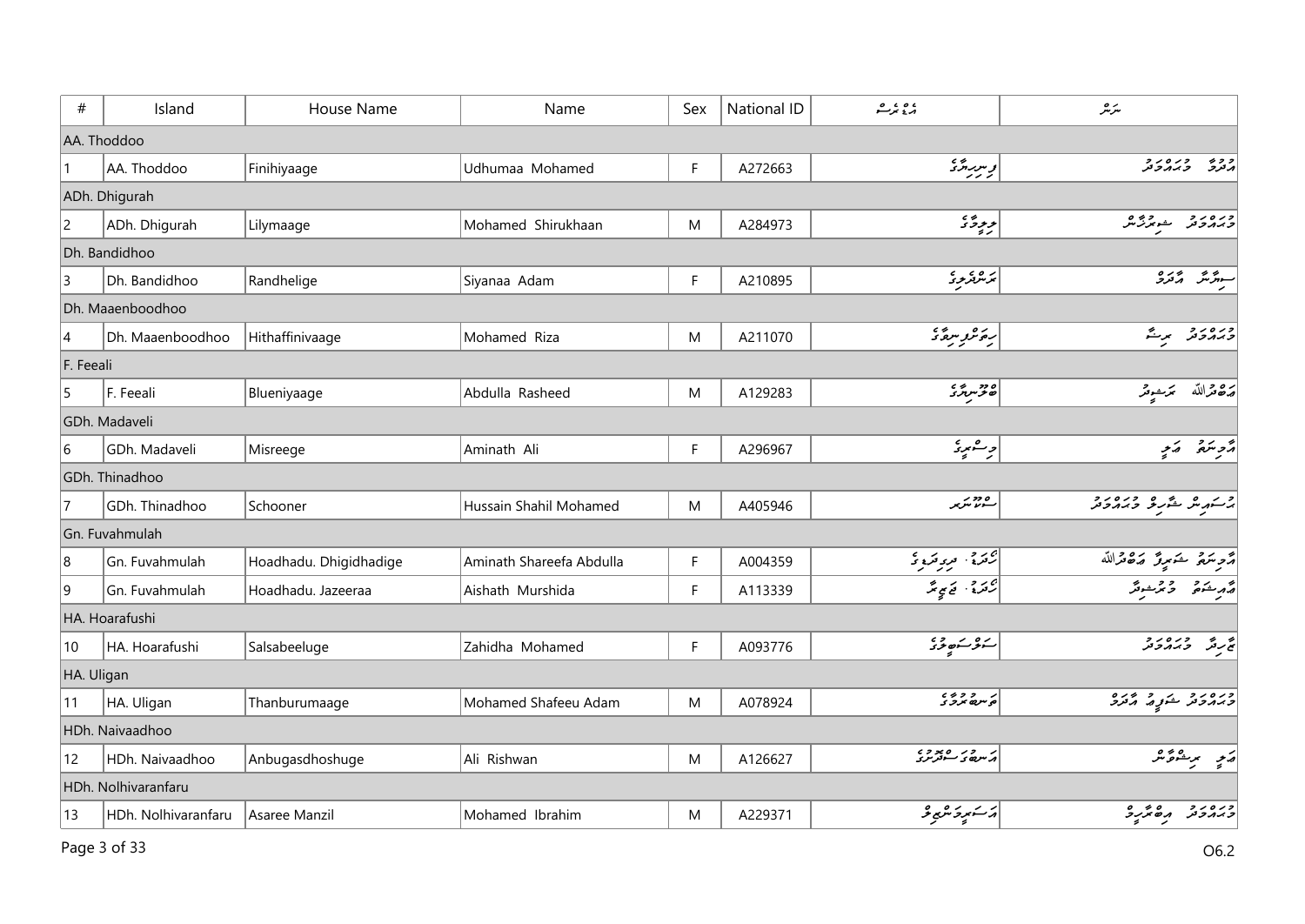| # | Island | House Name | Name | Sex | National ID | ގެއްގެ ނަން | ނަން |
|---|---|---|---|---|---|---|---|
| AA. Thoddoo | | | | | | | |
| 1 | AA. Thoddoo | Finihiyaage | Udhumaa Mohamed | F | A272663 | ފިނިހިޔާގެ | އުދުމާ މުހައްމަދު |
| ADh. Dhigurah | | | | | | | |
| 2 | ADh. Dhigurah | Lilymaage | Mohamed Shirukhaan | M | A284973 | ލިލީމާގެ | މުހައްމަދު ޝިރުހާން |
| Dh. Bandidhoo | | | | | | | |
| 3 | Dh. Bandidhoo | Randhelige | Siyanaa Adam | F | A210895 | ރަންދެލިގެ | ސިޔާނާ އާދަމް |
| Dh. Maaenboodhoo | | | | | | | |
| 4 | Dh. Maaenboodhoo | Hithaffinivaage | Mohamed Riza | M | A211070 | ހިތަފިނިވާގެ | މުހައްމަދު ރިޒާ |
| F. Feeali | | | | | | | |
| 5 | F. Feeali | Blueniyaage | Abdulla Rasheed | M | A129283 | ބްލޫނިޔާގެ | އަބްދުﷲ ރަޝީދު |
| GDh. Madaveli | | | | | | | |
| 6 | GDh. Madaveli | Misreege | Aminath Ali | F | A296967 | މިސްރީގެ | އާމިނަތު އަލީ |
| GDh. Thinadhoo | | | | | | | |
| 7 | GDh. Thinadhoo | Schooner | Hussain Shahil Mohamed | M | A405946 | ސްކޫނަރ | ހުސައިން ޝާހިލް މުހައްމަދު |
| Gn. Fuvahmulah | | | | | | | |
| 8 | Gn. Fuvahmulah | Hoadhadu. Dhigidhadige | Aminath Shareefa Abdulla | F | A004359 | ހޯދަދު. ދިގިދަދިގެ | އާމިނަތު ޝަރީފާ އަބްދުﷲ |
| 9 | Gn. Fuvahmulah | Hoadhadu. Jazeeraa | Aishath Murshida | F | A113339 | ހޯދަދު. ޖަޒީރާ | އައިޝަތު މުރުޝިދާ |
| HA. Hoarafushi | | | | | | | |
| 10 | HA. Hoarafushi | Salsabeeluge | Zahidha Mohamed | F | A093776 | ސަލްސަބީލުގެ | ޒާހިދާ މުހައްމަދު |
| HA. Uligan | | | | | | | |
| 11 | HA. Uligan | Thanburumaage | Mohamed Shafeeu Adam | M | A078924 | ތަނބުރުމާގެ | މުހައްމަދު ޝަފީޢު އާދަމް |
| HDh. Naivaadhoo | | | | | | | |
| 12 | HDh. Naivaadhoo | Anbugasdhoshuge | Ali Rishwan | M | A126627 | އަނބުގަސްދޮށުގެ | އަލީ ރިޝްވާން |
| HDh. Nolhivaranfaru | | | | | | | |
| 13 | HDh. Nolhivaranfaru | Asaree Manzil | Mohamed Ibrahim | M | A229371 | އަސަރީމަންޒިލް | މުހައްމަދު އިބްރާހީމް |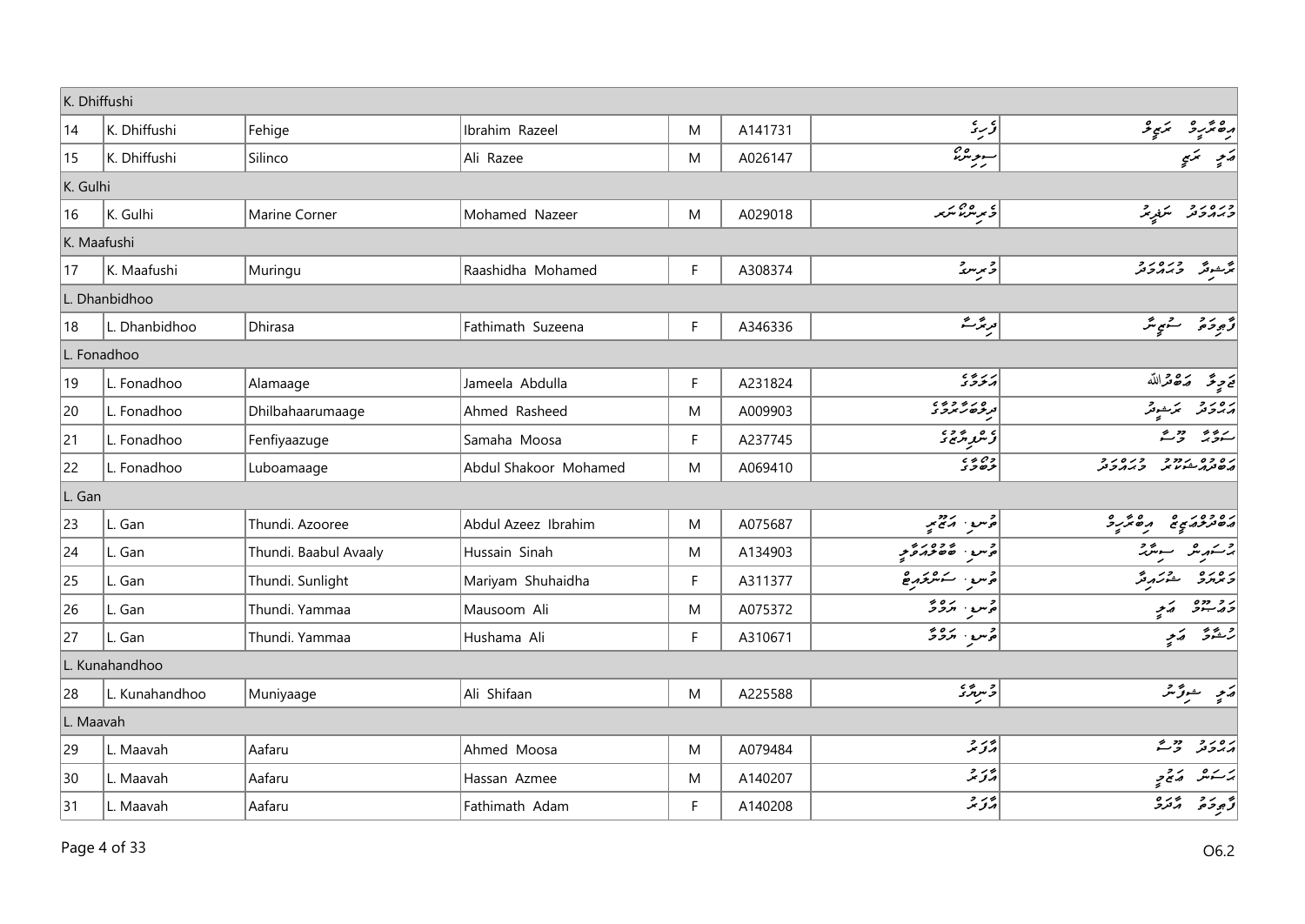| | | | | | | | |
|---|---|---|---|---|---|---|---|
| K. Dhiffushi | | | | | | | |
| 14 | K. Dhiffushi | Fehige | Ibrahim Razeel | M | A141731 | ۇرِىز | ﺭﻩﻣَّﺮِﺭْ ﻣَﺮﻳﻮ |
| 15 | K. Dhiffushi | Silinco | Ali Razee | M | A026147 | ﺳِﻮِﺭْﻣﺔ | ﺭَﺩِ ﻣَﺮﻳ |
| K. Gulhi | | | | | | | |
| 16 | K. Gulhi | Marine Corner | Mohamed Nazeer | M | A029018 | ﺩَﻣِﺮِﺭْﻣﺎﺭَﺭ | ﺩﻣَﺮَﺩﺗﺮ ﺳَﻔِﺮِﺭ |
| K. Maafushi | | | | | | | |
| 17 | K. Maafushi | Muringu | Raashidha Mohamed | F | A308374 | ﺩِﻣِﺮِﺳِﺭْ | ﻣَّﺮﺷﻮﺭ ﺩﻣَﺮَﺩﺗﺮ |
| L. Dhanbidhoo | | | | | | | |
| 18 | L. Dhanbidhoo | Dhirasa | Fathimath Suzeena | F | A346336 | ﻣﺮﺗﺮَﺳَ | ﺭَّﻣِﻮِﺩَﻣ ﺳَّﻤِﻳﺮ |
| L. Fonadhoo | | | | | | | |
| 19 | L. Fonadhoo | Alamaage | Jameela Abdulla | F | A231824 | ﺭَﻣَﺩَّﻯ | ﺟَﻤِﻮِﺭ ﺭَﻩﻣﺮاللّٰه |
| 20 | L. Fonadhoo | Dhilbahaarumaage | Ahmed Rasheed | M | A009903 | ﻣﺮﻭﻩَﺭَّﻣﺮﺩَّﻯ | ﺭَﻩﺭَﻭﺮ ﻣَﺮﺷﻮﻣﺮ |
| 21 | L. Fonadhoo | Fenfiyaazuge | Samaha Moosa | F | A237745 | ﻭِﻣﺮﻮِﻣﺮﺭﺩﻯ | ﺳَﺩَﺭَّ ﺩﺭَّﺳ |
| 22 | L. Fonadhoo | Luboamaage | Abdul Shakoor Mohamed | M | A069410 | ﺗﺮﻩﺩَّﻯ | ﺭَﻩﻣﺮﺩﻩ ﺳَﺭﺩﺗﺮ ﺩﻣَﺮَﺩﺗﺮ |
| L. Gan | | | | | | | |
| 23 | L. Gan | Thundi. Azooree | Abdul Azeez Ibrahim | M | A075687 | ﻣﻮﺳِﻮ . ﺭَﺩﺩﻣِﺮ | ﺭَﻩﻣﺮﺩﻩﺭَﻣِﻮِﺭ ﺭﻩﻣَّﺮِﺭْ |
| 24 | L. Gan | Thundi. Baabul Avaaly | Hussain Sinah | M | A134903 | ﻣﻮﺳِﻮ . ﻣَّﻩﻣﺮﺭَﻭَّﻣِﻮ | ﺭَﺳَﻣِﺮِﻣﺮ ﺳِﻮﻣَّﺮ |
| 25 | L. Gan | Thundi. Sunlight | Mariyam Shuhaidha | F | A311377 | ﻣﻮﺳِﻮ . ﺳَﻣﺮﻣﺮﺩَﻣِﺭﻣ | ﺩﻣﺮﻣﺮﺩ ﺳﺗﺮَﻣِﺮﻣﺮ |
| 26 | L. Gan | Thundi. Yammaa | Mausoom Ali | M | A075372 | ﻣﻮﺳِﻮ . ﻣﺮﻩﺩَّ | ﺩَﺭﺳﺩﻩ ﺭَﻣِﻮ |
| 27 | L. Gan | Thundi. Yammaa | Hushama Ali | F | A310671 | ﻣﻮﺳِﻮ . ﻣﺮﻩﺩَّ | ﺭﺳَّﺩَّ ﺭَﻣِﻮ |
| L. Kunahandhoo | | | | | | | |
| 28 | L. Kunahandhoo | Muniyaage | Ali Shifaan | M | A225588 | ﺩﺳِﻣِﺭَّﻯ | ﺭَﻣِﻮ ﺷﻮﻭَّﻣﺮ |
| L. Maavah | | | | | | | |
| 29 | L. Maavah | Aafaru | Ahmed Moosa | M | A079484 | ﺭَّﻭَﻣﺮ | ﺭَﻩﺭَﻭﺮ ﺩﺭَّﺳ |
| 30 | L. Maavah | Aafaru | Hassan Azmee | M | A140207 | ﺭَّﻭَﻣﺮ | ﺭَﺳَﻣﺮ ﺭَﻣﺩِﻮ |
| 31 | L. Maavah | Aafaru | Fathimath Adam | F | A140208 | ﺭَّﻭَﻣﺮ | ﺭَّﻣِﻮِﺩَﻣ ﺭَّﻣﺮﺩ |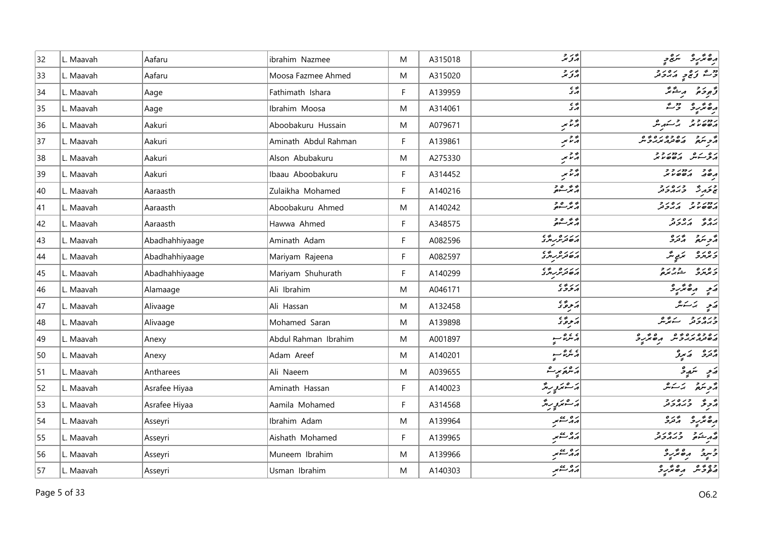| 32 | L. Maavah | Aafaru | ibrahim Nazmee | M | A315018 | އާފަރު | އިބްރާހީމް ނަޒްމީ |
|---|---|---|---|---|---|---|---|
| 33 | L. Maavah | Aafaru | Moosa Fazmee Ahmed | M | A315020 | އާފަރު | މޫސާ ފަޒްމީ އަޙްމަދު |
| 34 | L. Maavah | Aage | Fathimath Ishara | F | A139959 | އާގެ | ފާތިމަތު އިޝާރާ |
| 35 | L. Maavah | Aage | Ibrahim Moosa | M | A314061 | އާގެ | އިބްރާހީމް މޫސާ |
| 36 | L. Maavah | Aakuri | Aboobakuru Hussain | M | A079671 | އާކުރި | އަބޫބަކުރު ހުސައިން |
| 37 | L. Maavah | Aakuri | Aminath Abdul Rahman | F | A139861 | އާކުރި | އާމިނަތު އަބްދުއްރަޙްމާން |
| 38 | L. Maavah | Aakuri | Alson Abubakuru | M | A275330 | އާކުރި | އަލްސަން އަބޫބަކުރު |
| 39 | L. Maavah | Aakuri | Ibaau Aboobakuru | F | A314452 | އާކުރި | އިބާއު އަބޫބަކުރު |
| 40 | L. Maavah | Aaraasth | Zulaikha Mohamed | F | A140216 | އާރާސްތު | ޒުލައިޚާ މުޙައްމަދު |
| 41 | L. Maavah | Aaraasth | Aboobakuru Ahmed | M | A140242 | އާރާސްތު | އަބޫބަކުރު އަޙްމަދު |
| 42 | L. Maavah | Aaraasth | Hawwa Ahmed | F | A348575 | އާރާސްތު | ހައްވާ އަޙްމަދު |
| 43 | L. Maavah | Abadhahhiyaage | Aminath Adam | F | A082596 | އަބަދަހްހިޔާގެ | އާމިނަތު އާދަމް |
| 44 | L. Maavah | Abadhahhiyaage | Mariyam Rajeena | F | A082597 | އަބަދަހްހިޔާގެ | މަރިޔަމް ރަޖީނާ |
| 45 | L. Maavah | Abadhahhiyaage | Mariyam Shuhurath | F | A140299 | އަބަދަހްހިޔާގެ | މަރިޔަމް ޝުހުރަތު |
| 46 | L. Maavah | Alamaage | Ali Ibrahim | M | A046171 | އަލަމާގެ | އަލި އިބްރާހީމް |
| 47 | L. Maavah | Alivaage | Ali Hassan | M | A132458 | އަލިވާގެ | އަލި ހަސަން |
| 48 | L. Maavah | Alivaage | Mohamed Saran | M | A139898 | އަލިވާގެ | މުޙައްމަދު ސަރާން |
| 49 | L. Maavah | Anexy | Abdul Rahman Ibrahim | M | A001897 | އެނެކްސީ | އަބްދުއްރަޙްމާން އިބްރާހީމް |
| 50 | L. Maavah | Anexy | Adam Areef | M | A140201 | އެނެކްސީ | އާދަމް އަރީފް |
| 51 | L. Maavah | Antharees | Ali Naeem | M | A039655 | އަންތަރީސް | އަލި ނަޢީމް |
| 52 | L. Maavah | Asrafee Hiyaa | Aminath Hassan | F | A140023 | އަސްރަފީ ހިޔާ | އާމިނަތު ހަސަން |
| 53 | L. Maavah | Asrafee Hiyaa | Aamila Mohamed | F | A314568 | އަސްރަފީ ހިޔާ | އާމިލާ މުޙައްމަދު |
| 54 | L. Maavah | Asseyri | Ibrahim Adam | M | A139964 | އައްސޭރި | އިބްރާހީމް އާދަމް |
| 55 | L. Maavah | Asseyri | Aishath Mohamed | F | A139965 | އައްސޭރި | އައިޝަތު މުޙައްމަދު |
| 56 | L. Maavah | Asseyri | Muneem Ibrahim | M | A139966 | އައްސޭރި | މުނީމް އިބްރާހީމް |
| 57 | L. Maavah | Asseyri | Usman Ibrahim | M | A140303 | އައްސޭރި | އުތުމާން އިބްރާހީމް |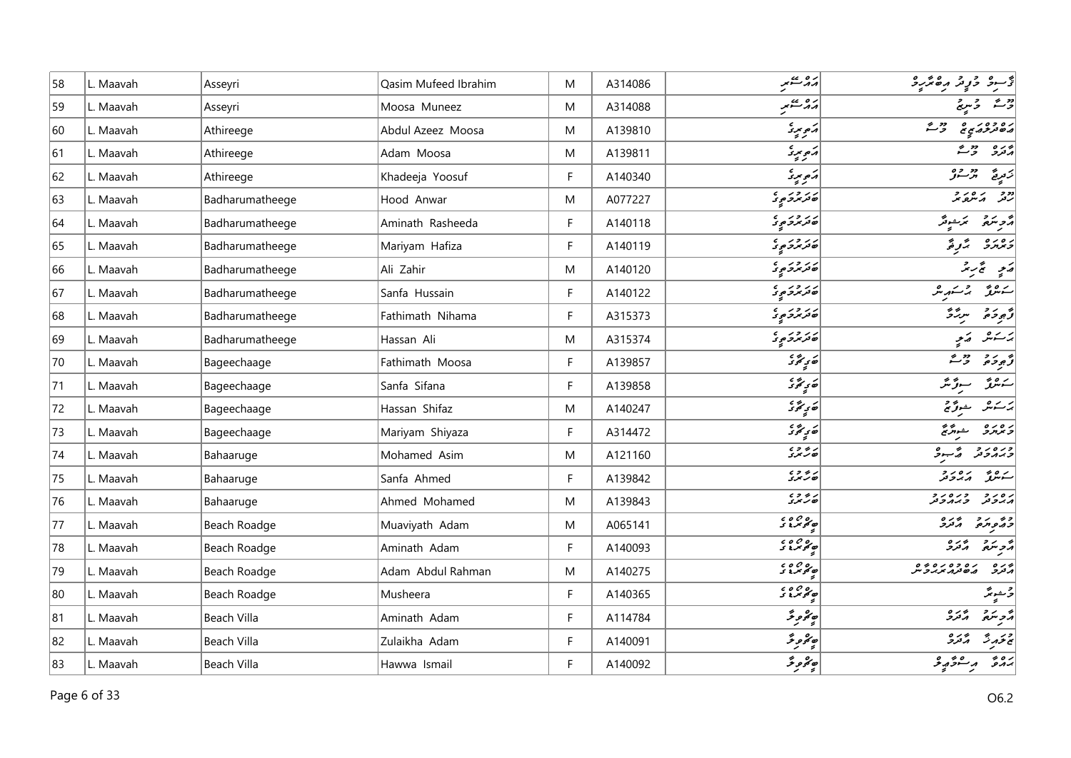| 58 | L. Maavah | Asseyri | Qasim Mufeed Ibrahim | M | A314086 | އައްސޭރި | ޤާސިމް މުފީދު އިބްރާހީމް |
|---|---|---|---|---|---|---|---|
| 59 | L. Maavah | Asseyri | Moosa Muneez | M | A314088 | އައްސޭރި | މޫސާ މުނީޒް |
| 60 | L. Maavah | Athireege | Abdul Azeez Moosa | M | A139810 | އަތިރީގެ | އަބްދުލްޢަޒީޒް މޫސާ |
| 61 | L. Maavah | Athireege | Adam Moosa | M | A139811 | އަތިރީގެ | އާދަމް މޫސާ |
| 62 | L. Maavah | Athireege | Khadeeja Yoosuf | F | A140340 | އަތިރީގެ | ޚަދީޖާ ޔޫސުފް |
| 63 | L. Maavah | Badharumatheege | Hood Anwar | M | A077227 | ބަދަރުމަތީގެ | ހޫދު އަންވަރު |
| 64 | L. Maavah | Badharumatheege | Aminath Rasheeda | F | A140118 | ބަދަރުމަތީގެ | އާމިނަތު ރަޝީދާ |
| 65 | L. Maavah | Badharumatheege | Mariyam Hafiza | F | A140119 | ބަދަރުމަތީގެ | މަރިޔަމް ހާފިޒާ |
| 66 | L. Maavah | Badharumatheege | Ali Zahir | M | A140120 | ބަދަރުމަތީގެ | އަލި ޒާހިރު |
| 67 | L. Maavah | Badharumatheege | Sanfa Hussain | F | A140122 | ބަދަރުމަތީގެ | ސަންފާ ހުސައިން |
| 68 | L. Maavah | Badharumatheege | Fathimath Nihama | F | A315373 | ބަދަރުމަތީގެ | ފާތިމަތު ނިހާމާ |
| 69 | L. Maavah | Badharumatheege | Hassan Ali | M | A315374 | ބަދަރުމަތީގެ | ހަސަން އަލި |
| 70 | L. Maavah | Bageechaage | Fathimath Moosa | F | A139857 | ބަގީޗާގެ | ފާތިމަތު މޫސާ |
| 71 | L. Maavah | Bageechaage | Sanfa Sifana | F | A139858 | ބަގީޗާގެ | ސަންފާ ސިފާނާ |
| 72 | L. Maavah | Bageechaage | Hassan Shifaz | M | A140247 | ބަގީޗާގެ | ހަސަން ޝިފާޒު |
| 73 | L. Maavah | Bageechaage | Mariyam Shiyaza | F | A314472 | ބަގީޗާގެ | މަރިޔަމް ޝިޔާޒާ |
| 74 | L. Maavah | Bahaaruge | Mohamed Asim | M | A121160 | ބަހާރުގެ | މުހައްމަދު އާސިމް |
| 75 | L. Maavah | Bahaaruge | Sanfa Ahmed | F | A139842 | ބަހާރުގެ | ސަންފާ އަހްމަދު |
| 76 | L. Maavah | Bahaaruge | Ahmed Mohamed | M | A139843 | ބަހާރުގެ | އަހްމަދު މުހައްމަދު |
| 77 | L. Maavah | Beach Roadge | Muaviyath Adam | M | A065141 | ބީޗްރޯޑުގެ | މުޢާވިޔަތު އާދަމް |
| 78 | L. Maavah | Beach Roadge | Aminath Adam | F | A140093 | ބީޗްރޯޑުގެ | އާމިނަތު އާދަމް |
| 79 | L. Maavah | Beach Roadge | Adam Abdul Rahman | M | A140275 | ބީޗްރޯޑުގެ | އާދަމް އަބްދުއްރަޙްމާން |
| 80 | L. Maavah | Beach Roadge | Musheera | F | A140365 | ބީޗްރޯޑުގެ | މުޝީރާ |
| 81 | L. Maavah | Beach Villa | Aminath Adam | F | A114784 | ބީޗްވިލާ | އާމިނަތު އާދަމް |
| 82 | L. Maavah | Beach Villa | Zulaikha Adam | F | A140091 | ބީޗްވިލާ | ޒުލައިޚާ އާދަމް |
| 83 | L. Maavah | Beach Villa | Hawwa Ismail | F | A140092 | ބީޗްވިލާ | ހައްވާ އިސްމާއީލް |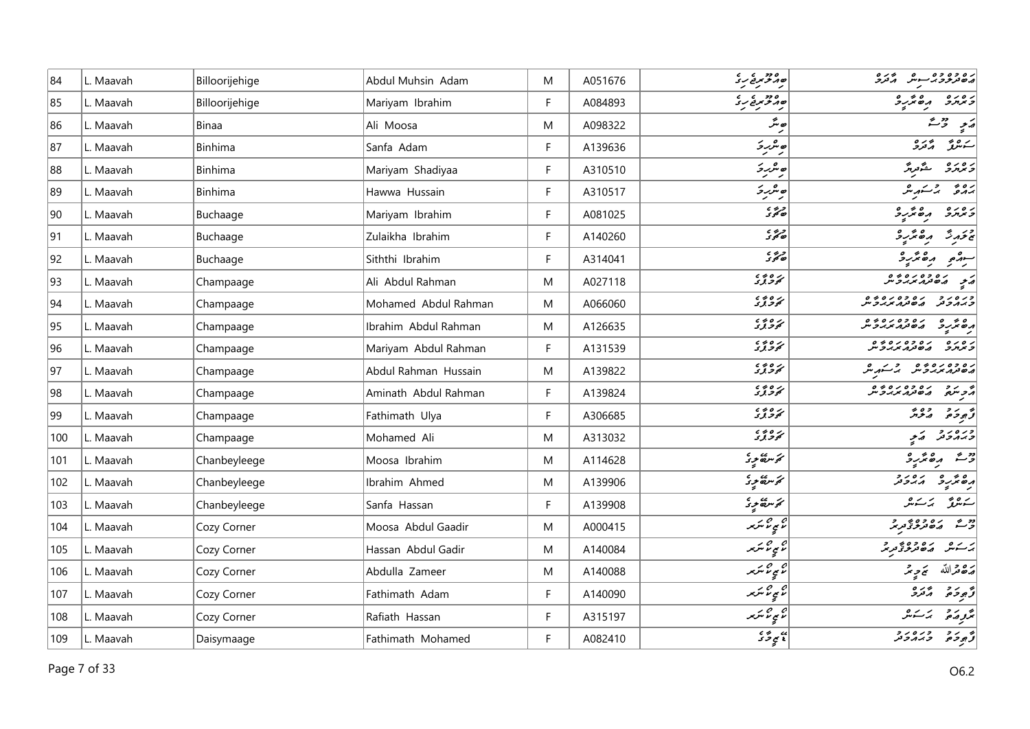| 84 | L. Maavah | Billoorijehige | Abdul Muhsin Adam | M | A051676 | ބިއްލޫރިޖެހިގެ | އަބްދުލްމުހުސިން އާދަމް |
|---|---|---|---|---|---|---|---|
| 85 | L. Maavah | Billoorijehige | Mariyam Ibrahim | F | A084893 | ބިއްލޫރިޖެހިގެ | މަރިޔަމް އިބްރާހީމް |
| 86 | L. Maavah | Binaa | Ali Moosa | M | A098322 | ބިނާ | އަލި މޫސާ |
| 87 | L. Maavah | Binhima | Sanfa Adam | F | A139636 | ބިންހިމަ | ސަންފާ އާދަމް |
| 88 | L. Maavah | Binhima | Mariyam Shadiyaa | F | A310510 | ބިންހިމަ | މަރިޔަމް ޝާދިޔާ |
| 89 | L. Maavah | Binhima | Hawwa Hussain | F | A310517 | ބިންހިމަ | ހައްވާ ހުސައިން |
| 90 | L. Maavah | Buchaage | Mariyam Ibrahim | F | A081025 | ބުޗާގެ | މަރިޔަމް އިބްރާހީމް |
| 91 | L. Maavah | Buchaage | Zulaikha Ibrahim | F | A140260 | ބުޗާގެ | ޒުލައިޚާ އިބްރާހީމް |
| 92 | L. Maavah | Buchaage | Siththi Ibrahim | F | A314041 | ބުޗާގެ | ސިއްތި އިބްރާހީމް |
| 93 | L. Maavah | Champaage | Ali Abdul Rahman | M | A027118 | ޗަމްޕާގެ | އަލި އަބްދުއްރަޙްމާން |
| 94 | L. Maavah | Champaage | Mohamed Abdul Rahman | M | A066060 | ޗަމްޕާގެ | މުޙައްމަދު އަބްދުއްރަޙްމާން |
| 95 | L. Maavah | Champaage | Ibrahim Abdul Rahman | M | A126635 | ޗަމްޕާގެ | އިބްރާހީމް އަބްދުއްރަޙްމާން |
| 96 | L. Maavah | Champaage | Mariyam Abdul Rahman | F | A131539 | ޗަމްޕާގެ | މަރިޔަމް އަބްދުއްރަޙްމާން |
| 97 | L. Maavah | Champaage | Abdul Rahman Hussain | M | A139822 | ޗަމްޕާގެ | އަބްދުއްރަޙްމާން ހުސައިން |
| 98 | L. Maavah | Champaage | Aminath Abdul Rahman | F | A139824 | ޗަމްޕާގެ | އާމިނަތު އަބްދުއްރަޙްމާން |
| 99 | L. Maavah | Champaage | Fathimath Ulya | F | A306685 | ޗަމްޕާގެ | ފާތިމަތު އުލްޔާ |
| 100 | L. Maavah | Champaage | Mohamed Ali | M | A313032 | ޗަމްޕާގެ | މުޙައްމަދު އަލި |
| 101 | L. Maavah | Chanbeyleege | Moosa Ibrahim | M | A114628 | ޗަންބޭލީގެ | މޫސާ އިބްރާހީމް |
| 102 | L. Maavah | Chanbeyleege | Ibrahim Ahmed | M | A139906 | ޗަންބޭލީގެ | އިބްރާހީމް އަޙްމަދު |
| 103 | L. Maavah | Chanbeyleege | Sanfa Hassan | F | A139908 | ޗަންބޭލީގެ | ސަންފާ ހަސަން |
| 104 | L. Maavah | Cozy Corner | Moosa Abdul Gaadir | M | A000415 | ކޯޒީކޯނަރ | މޫސާ އަބްދުލްޤާދިރު |
| 105 | L. Maavah | Cozy Corner | Hassan Abdul Gadir | M | A140084 | ކޯޒީކޯނަރ | ހަސަން އަބްދުލްޤާދިރު |
| 106 | L. Maavah | Cozy Corner | Abdulla Zameer | M | A140088 | ކޯޒީކޯނަރ | އަބްދުﷲ ޒަމީރު |
| 107 | L. Maavah | Cozy Corner | Fathimath Adam | F | A140090 | ކޯޒީކޯނަރ | ފާތިމަތު އާދަމް |
| 108 | L. Maavah | Cozy Corner | Rafiath Hassan | F | A315197 | ކޯޒީކޯނަރ | ރަފީއަތު ހަސަން |
| 109 | L. Maavah | Daisymaage | Fathimath Mohamed | F | A082410 | ޑޭޒީމާގެ | ފާތިމަތު މުޙައްމަދު |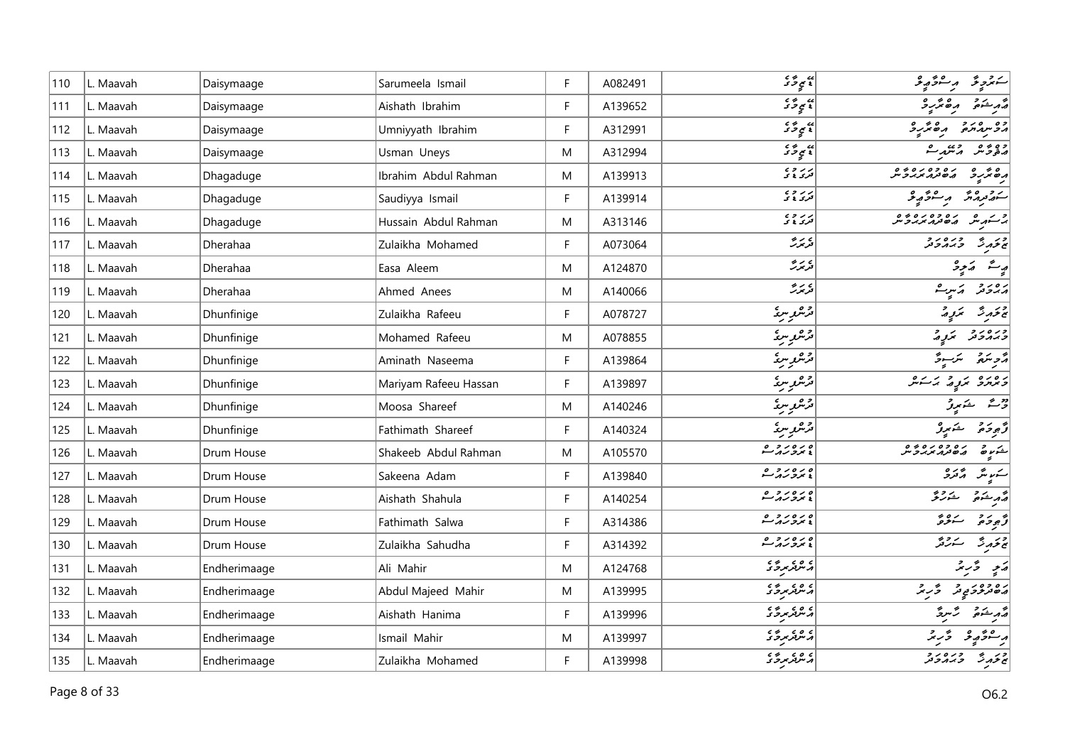| 110 | L. Maavah | Daisymaage | Sarumeela Ismail | F | A082491 | ޑޭޒީމާގެ | ސަރުމީލާ އިސްމާޢީލް |
|---|---|---|---|---|---|---|---|
| 111 | L. Maavah | Daisymaage | Aishath Ibrahim | F | A139652 | ޑޭޒީމާގެ | އާއިޝަތު އިބްރާހީމް |
| 112 | L. Maavah | Daisymaage | Umniyyath Ibrahim | F | A312991 | ޑޭޒީމާގެ | އުމްނިއްޔަތު އިބްރާހީމް |
| 113 | L. Maavah | Daisymaage | Usman Uneys | M | A312994 | ޑޭޒީމާގެ | އުސްމާން އުނެއިސް |
| 114 | L. Maavah | Dhagaduge | Ibrahim Abdul Rahman | M | A139913 | ދަގަޑުގެ | އިބްރާހީމް އަބްދުއްރަޙްމާން |
| 115 | L. Maavah | Dhagaduge | Saudiyya Ismail | F | A139914 | ދަގަޑުގެ | ސައުދިއްޔާ އިސްމާޢީލް |
| 116 | L. Maavah | Dhagaduge | Hussain Abdul Rahman | M | A313146 | ދަގަޑުގެ | ޙުސައިން އަބްދުއްރަޙްމާން |
| 117 | L. Maavah | Dherahaa | Zulaikha Mohamed | F | A073064 | ދެރަހާ | ޒުލައިޚާ މުޙައްމަދު |
| 118 | L. Maavah | Dherahaa | Easa Aleem | M | A124870 | ދެރަހާ | ޢީސާ ޢަލީމް |
| 119 | L. Maavah | Dherahaa | Ahmed Anees | M | A140066 | ދެރަހާ | އަޙްމަދު އަނީސް |
| 120 | L. Maavah | Dhunfinige | Zulaikha Rafeeu | F | A078727 | ދުންފިނިގެ | ޒުލައިޚާ ރަފީއު |
| 121 | L. Maavah | Dhunfinige | Mohamed Rafeeu | M | A078855 | ދުންފިނިގެ | މުޙައްމަދު ރަފީއު |
| 122 | L. Maavah | Dhunfinige | Aminath Naseema | F | A139864 | ދުންފިނިގެ | އާމިނަތު ނަސީމާ |
| 123 | L. Maavah | Dhunfinige | Mariyam Rafeeu Hassan | F | A139897 | ދުންފިނިގެ | މަރިޔަމް ރަފީއު ޙަސަން |
| 124 | L. Maavah | Dhunfinige | Moosa Shareef | M | A140246 | ދުންފިނިގެ | މޫސާ ޝަރީފް |
| 125 | L. Maavah | Dhunfinige | Fathimath Shareef | F | A140324 | ދުންފިނިގެ | ފާތިމަތު ޝަރީފް |
| 126 | L. Maavah | Drum House | Shakeeb Abdul Rahman | M | A105570 | ޑްރަމްހައުސް | ޝަކީބު އަބްދުއްރަޙްމާން |
| 127 | L. Maavah | Drum House | Sakeena Adam | F | A139840 | ޑްރަމްހައުސް | ސަކީނާ އާދަމް |
| 128 | L. Maavah | Drum House | Aishath Shahula | F | A140254 | ޑްރަމްހައުސް | އާއިޝަތު ޝަހުލާ |
| 129 | L. Maavah | Drum House | Fathimath Salwa | F | A314386 | ޑްރަމްހައުސް | ފާތިމަތު ސަލްވާ |
| 130 | L. Maavah | Drum House | Zulaikha Sahudha | F | A314392 | ޑްރަމްހައުސް | ޒުލައިޚާ ސަހުދާ |
| 131 | L. Maavah | Endherimaage | Ali Mahir | M | A124768 | އެންދެރިމާގެ | ޢަލީ މާހިރު |
| 132 | L. Maavah | Endherimaage | Abdul Majeed Mahir | M | A139995 | އެންދެރިމާގެ | އަބްދުލްމަޖީދު މާހިރު |
| 133 | L. Maavah | Endherimaage | Aishath Hanima | F | A139996 | އެންދެރިމާގެ | އާއިޝަތު ހާނިމާ |
| 134 | L. Maavah | Endherimaage | Ismail Mahir | M | A139997 | އެންދެރިމާގެ | އިސްމާޢީލް މާހިރު |
| 135 | L. Maavah | Endherimaage | Zulaikha Mohamed | F | A139998 | އެންދެރިމާގެ | ޒުލައިޚާ މުޙައްމަދު |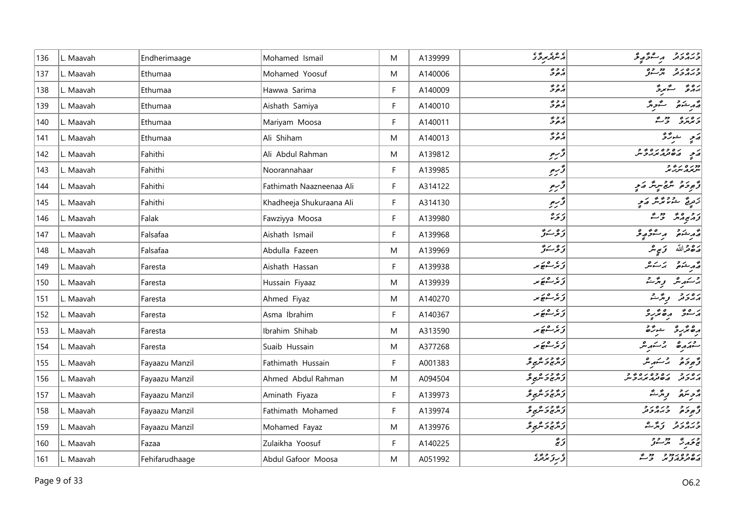| 136 | L. Maavah | Endherimaage | Mohamed Ismail | M | A139999 | އެންދެރިމާގެ | މުހައްމަދު އިސްމާއީލް |
|---|---|---|---|---|---|---|---|
| 137 | L. Maavah | Ethumaa | Mohamed Yoosuf | M | A140006 | އެތުމާ | މުހައްމަދު ޔޫސުފް |
| 138 | L. Maavah | Ethumaa | Hawwa Sarima | F | A140009 | އެތުމާ | ހައްވާ ސާރިމާ |
| 139 | L. Maavah | Ethumaa | Aishath Samiya | F | A140010 | އެތުމާ | އައިޝަތު ސާމިޔާ |
| 140 | L. Maavah | Ethumaa | Mariyam Moosa | F | A140011 | އެތުމާ | މަރިޔަމް މޫސާ |
| 141 | L. Maavah | Ethumaa | Ali Shiham | M | A140013 | އެތުމާ | އަލި ޝިހާމް |
| 142 | L. Maavah | Fahithi | Ali Abdul Rahman | M | A139812 | ފަހިތި | އަލި އަބްދުއްރަޙްމާން |
| 143 | L. Maavah | Fahithi | Noorannahaar | F | A139985 | ފަހިތި | ނޫރަންނަހާރު |
| 144 | L. Maavah | Fahithi | Fathimath Naazneenaa Ali | F | A314122 | ފަހިތި | ފާތިމަތު ނާޒްނީނާ އަލި |
| 145 | L. Maavah | Fahithi | Khadheeja Shukuraana Ali | F | A314130 | ފަހިތި | ޚަދީޖާ ޝުކުރާނާ އަލި |
| 146 | L. Maavah | Falak | Fawziyya Moosa | F | A139980 | ފަލަކް | ފައުޒިއްޔާ މޫސާ |
| 147 | L. Maavah | Falsafaa | Aishath Ismail | F | A139968 | ފަލްސަފާ | އައިޝަތު އިސްމާއީލް |
| 148 | L. Maavah | Falsafaa | Abdulla Fazeen | M | A139969 | ފަލްސަފާ | އަބްދުﷲ ފަޒީން |
| 149 | L. Maavah | Faresta | Aishath Hassan | F | A139938 | ފަރެސްޓަ | އައިޝަތު ހަސަން |
| 150 | L. Maavah | Faresta | Hussain Fiyaaz | M | A139939 | ފަރެސްޓަ | ހުސައިން ފިޔާޒް |
| 151 | L. Maavah | Faresta | Ahmed Fiyaz | M | A140270 | ފަރެސްޓަ | އަޙްމަދު ފިޔާޒް |
| 152 | L. Maavah | Faresta | Asma Ibrahim | F | A140367 | ފަރެސްޓަ | އަސްމާ އިބްރާހިމް |
| 153 | L. Maavah | Faresta | Ibrahim Shihab | M | A313590 | ފަރެސްޓަ | އިބްރާހިމް ޝިހާބް |
| 154 | L. Maavah | Faresta | Suaib Hussain | M | A377268 | ފަރެސްޓަ | ސުއައިބު ހުސައިން |
| 155 | L. Maavah | Fayaazu Manzil | Fathimath Hussain | F | A001383 | ފަޔާޒުމަންޒިލް | ފާތިމަތު ހުސައިން |
| 156 | L. Maavah | Fayaazu Manzil | Ahmed Abdul Rahman | M | A094504 | ފަޔާޒުމަންޒިލް | އަޙްމަދު އަބްދުއްރަޙްމާން |
| 157 | L. Maavah | Fayaazu Manzil | Aminath Fiyaza | F | A139973 | ފަޔާޒުމަންޒިލް | އާމިނަތު ފިޔާޒާ |
| 158 | L. Maavah | Fayaazu Manzil | Fathimath Mohamed | F | A139974 | ފަޔާޒުމަންޒިލް | ފާތިމަތު މުހައްމަދު |
| 159 | L. Maavah | Fayaazu Manzil | Mohamed Fayaz | M | A139976 | ފަޔާޒުމަންޒިލް | މުހައްމަދު ފަޔާޒް |
| 160 | L. Maavah | Fazaa | Zulaikha Yoosuf | F | A140225 | ފަޒާ | ޒުލައިޚާ ޔޫސުފް |
| 161 | L. Maavah | Fehifarudhaage | Abdul Gafoor Moosa | M | A051992 | ފެހިފަރުދާގެ | އަބްދުލްޣަފޫރު މޫސާ |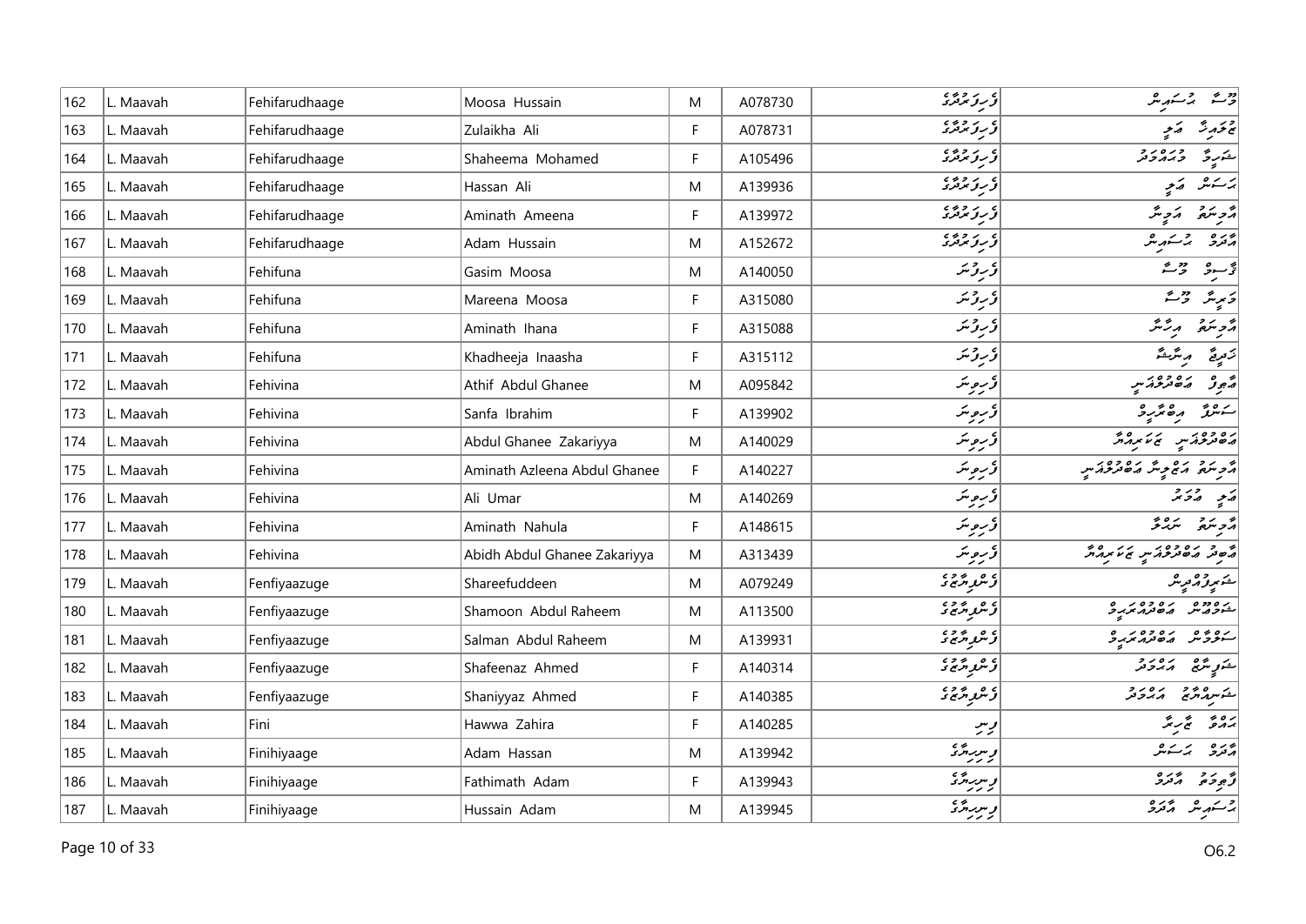| 162 | L. Maavah | Fehifarudhaage | Moosa Hussain | M | A078730 | ފެހިފަރުދާގެ | މޫސާ ހުސައިން |
|---|---|---|---|---|---|---|---|
| 163 | L. Maavah | Fehifarudhaage | Zulaikha Ali | F | A078731 | ފެހިފަރުދާގެ | ޒުލައިޚާ އަލި |
| 164 | L. Maavah | Fehifarudhaage | Shaheema Mohamed | F | A105496 | ފެހިފަރުދާގެ | ޝަހީމާ މުޙައްމަދު |
| 165 | L. Maavah | Fehifarudhaage | Hassan Ali | M | A139936 | ފެހިފަރުދާގެ | ހަސަން އަލި |
| 166 | L. Maavah | Fehifarudhaage | Aminath Ameena | F | A139972 | ފެހިފަރުދާގެ | އާމިނަތު އަމީނާ |
| 167 | L. Maavah | Fehifarudhaage | Adam Hussain | M | A152672 | ފެހިފަރުދާގެ | އާދަމް ހުސައިން |
| 168 | L. Maavah | Fehifuna | Gasim Moosa | M | A140050 | ފެހިފުނަ | ޤާސިމް މޫސާ |
| 169 | L. Maavah | Fehifuna | Mareena Moosa | F | A315080 | ފެހިފުނަ | މަރީނާ މޫސާ |
| 170 | L. Maavah | Fehifuna | Aminath Ihana | F | A315088 | ފެހިފުނަ | އާމިނަތު އިހާނާ |
| 171 | L. Maavah | Fehifuna | Khadheeja Inaasha | F | A315112 | ފެހިފުނަ | ޚަދީޖާ އިނާޝާ |
| 172 | L. Maavah | Fehivina | Athif Abdul Ghanee | M | A095842 | ފެހިވިނަ | އާތިފް އަބްދުލްޣަނީ |
| 173 | L. Maavah | Fehivina | Sanfa Ibrahim | F | A139902 | ފެހިވިނަ | ސަންފާ އިބްރާހީމް |
| 174 | L. Maavah | Fehivina | Abdul Ghanee Zakariyya | M | A140029 | ފެހިވިނަ | އަބްދުލްޣަނީ ޒަކަރިއްޔާ |
| 175 | L. Maavah | Fehivina | Aminath Azleena Abdul Ghanee | F | A140227 | ފެހިވިނަ | އާމިނަތު އަޒްލީނާ އަބްދުލްޣަނީ |
| 176 | L. Maavah | Fehivina | Ali Umar | M | A140269 | ފެހިވިނަ | އަލި އުމަރު |
| 177 | L. Maavah | Fehivina | Aminath Nahula | F | A148615 | ފެހިވިނަ | އާމިނަތު ނަހުލާ |
| 178 | L. Maavah | Fehivina | Abidh Abdul Ghanee Zakariyya | M | A313439 | ފެހިވިނަ | އާބިދު އަބްދުލްޣަނީ ޒަކަރިއްޔާ |
| 179 | L. Maavah | Fenfiyaazuge | Shareefuddeen | M | A079249 | ފެންފިޔާޒުގެ | ޝަރީފުއްދީން |
| 180 | L. Maavah | Fenfiyaazuge | Shamoon Abdul Raheem | M | A113500 | ފެންފިޔާޒުގެ | ޝަމޫން އަބްދުއްރަޙީމް |
| 181 | L. Maavah | Fenfiyaazuge | Salman Abdul Raheem | M | A139931 | ފެންފިޔާޒުގެ | ސަލްމާން އަބްދުއްރަޙީމް |
| 182 | L. Maavah | Fenfiyaazuge | Shafeenaz Ahmed | F | A140314 | ފެންފިޔާޒުގެ | ޝަފީނާޒް އަޙްމަދު |
| 183 | L. Maavah | Fenfiyaazuge | Shaniyyaz Ahmed | F | A140385 | ފެންފިޔާޒުގެ | ޝަނިއްޔާޒް އަޙްމަދު |
| 184 | L. Maavah | Fini | Hawwa Zahira | F | A140285 | ފިނި | ހައްވާ ޒާހިރާ |
| 185 | L. Maavah | Finihiyaage | Adam Hassan | M | A139942 | ފިނިހިޔާގެ | އާދަމް ހަސަން |
| 186 | L. Maavah | Finihiyaage | Fathimath Adam | F | A139943 | ފިނިހިޔާގެ | ފާތިމަތު އާދަމް |
| 187 | L. Maavah | Finihiyaage | Hussain Adam | M | A139945 | ފިނިހިޔާގެ | ހުސައިން އާދަމް |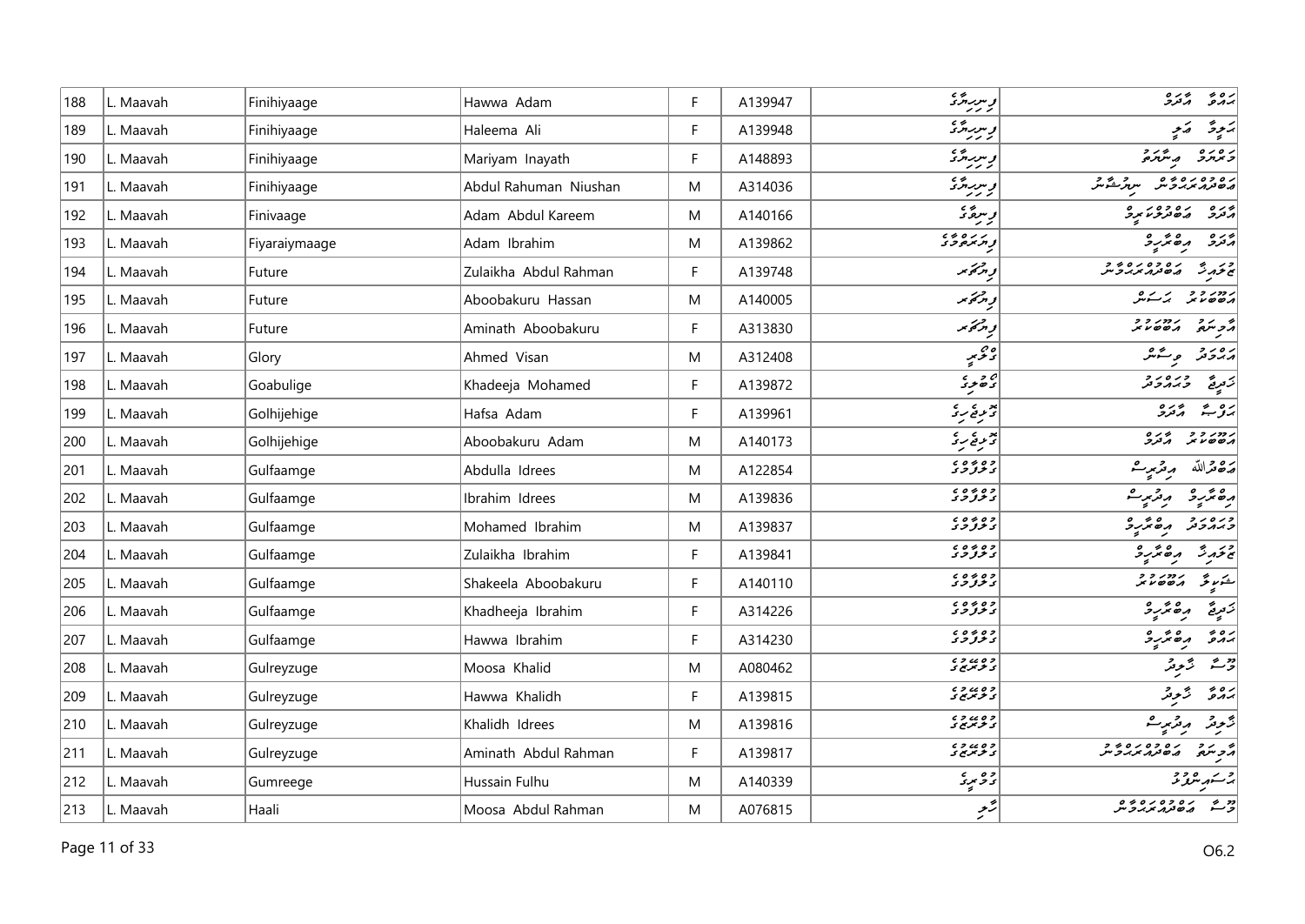| 188 | L. Maavah | Finihiyaage | Hawwa Adam | F | A139947 | وسربرمحری | بَرْہُوَ مُحَمَّدٌ |
|---|---|---|---|---|---|---|---|
| 189 | L. Maavah | Finihiyaage | Haleema Ali | F | A139948 | وسربرمحری | بَرْجِرَّ مَعِ |
| 190 | L. Maavah | Finihiyaage | Mariyam Inayath | F | A148893 | وسربرمحری | وَمَرْمَرْ مِسْرَمُ |
| 191 | L. Maavah | Finihiyaage | Abdul Rahuman Niushan | M | A314036 | وسربرمحری | مەھەرمەرەپ سرمىسى |
| 192 | L. Maavah | Finivaage | Adam Abdul Kareem | M | A140166 | وسرعری | مُحَمَّدٌ مەھەرمەرە |
| 193 | L. Maavah | Fiyaraiymaage | Adam Ibrahim | M | A139862 | وبرمرمروی | مُحَمَّدٌ مەھمەرە |
| 194 | L. Maavah | Future | Zulaikha Abdul Rahman | F | A139748 | وقفو | ج خرمرمٌ مەھەرمەرەپ |
| 195 | L. Maavah | Future | Aboobakuru Hassan | M | A140005 | وقفو | مەھەدەمى برسەپ |
| 196 | L. Maavah | Future | Aminath Aboobakuru | F | A313830 | وقفو | مُحَمَّدٌ مەھەدەمى |
| 197 | L. Maavah | Glory | Ahmed Visan | M | A312408 | ءُوَمِ | مەردە وِسەش |
| 198 | L. Maavah | Goabulige | Khadeeja Mohamed | F | A139872 | ءُھْوِی | زَمرِجَ وَبَرَمَرَدْ |
| 199 | L. Maavah | Golhijehige | Hafsa Adam | F | A139961 | ءُوَجِرِی | بَرُوَسَة مُحَمَّدٌ |
| 200 | L. Maavah | Golhijehige | Aboobakuru Adam | M | A140173 | ءُوَجِرِی | مەھەدەمى مُحَمَّدٌ |
| 201 | L. Maavah | Gulfaamge | Abdulla Idrees | M | A122854 | ءُوْوَدِی | مَرْھُمَّاللّه مِرْمَرِسْ |
| 202 | L. Maavah | Gulfaamge | Ibrahim Idrees | M | A139836 | ءُوْوَدِی | مەھمەرە مِرْمَرِسْ |
| 203 | L. Maavah | Gulfaamge | Mohamed Ibrahim | M | A139837 | ءُوْوَدِی | وَبَرَمَرَدْ مەھمەرە |
| 204 | L. Maavah | Gulfaamge | Zulaikha Ibrahim | F | A139841 | ءُوْوَدِی | ج خرمرمٌ مەھمەرە |
| 205 | L. Maavah | Gulfaamge | Shakeela Aboobakuru | F | A140110 | ءُوْوَدِی | شَمَرِمَ مەھەدەمى |
| 206 | L. Maavah | Gulfaamge | Khadheeja Ibrahim | F | A314226 | ءُوْوَدِی | زَمرِجَ مەھمەرە |
| 207 | L. Maavah | Gulfaamge | Hawwa Ibrahim | F | A314230 | ءُوْوَدِی | بَرْہُوَ مەھمەرە |
| 208 | L. Maavah | Gulreyzuge | Moosa Khalid | M | A080462 | ءُوْمَرْجِی | وُسَّ رَّمِرْ |
| 209 | L. Maavah | Gulreyzuge | Hawwa Khalidh | F | A139815 | ءُوْمَرْجِی | بَرْہُوَ رَّمِرْ |
| 210 | L. Maavah | Gulreyzuge | Khalidh Idrees | M | A139816 | ءُوْمَرْجِی | رَّمِرْ مِرْمَرِسْ |
| 211 | L. Maavah | Gulreyzuge | Aminath Abdul Rahman | F | A139817 | ءُوْمَرْجِی | مُحَمَّدٌ مەھەرمەرەپ |
| 212 | L. Maavah | Gumreege | Hussain Fulhu | M | A140339 | ءُوْمِرِی | بُرْسَمْرْشِرْوْ |
| 213 | L. Maavah | Haali | Moosa Abdul Rahman | M | A076815 | رَّمِ | وُسَّ مەھەرمەرەپ |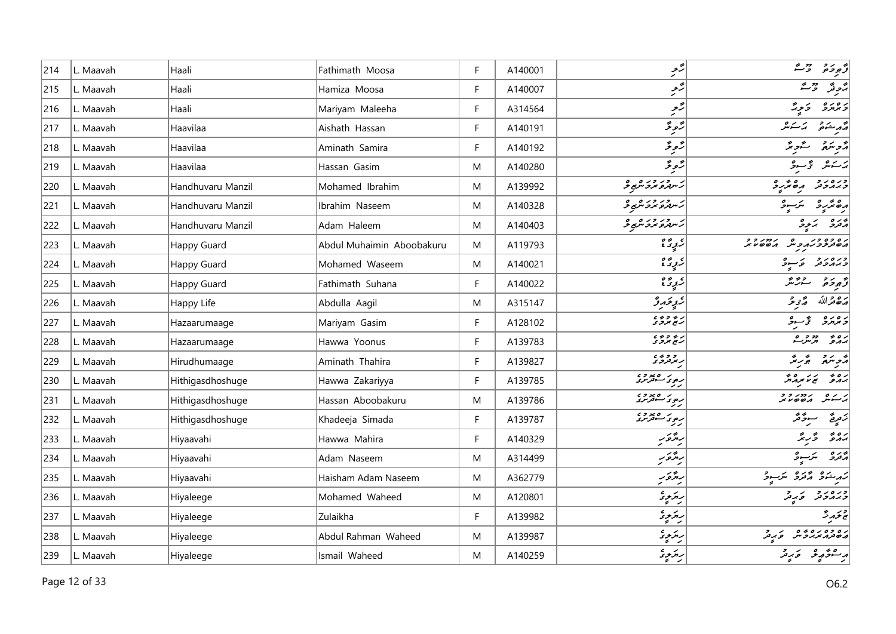| 214 | L. Maavah | Haali | Fathimath Moosa | F | A140001 | ހާލި | ފާތިމަތު މޫސާ |
|---|---|---|---|---|---|---|---|
| 215 | L. Maavah | Haali | Hamiza Moosa | F | A140007 | ހާލި | ހާމިޒާ މޫސާ |
| 216 | L. Maavah | Haali | Mariyam Maleeha | F | A314564 | ހާލި | މަރިޔަމް މަލީހާ |
| 217 | L. Maavah | Haavilaa | Aishath Hassan | F | A140191 | ހާވިލާ | އައިޝަތު ހަސަން |
| 218 | L. Maavah | Haavilaa | Aminath Samira | F | A140192 | ހާވިލާ | އާމިނަތު ސާމިރާ |
| 219 | L. Maavah | Haavilaa | Hassan Gasim | M | A140280 | ހާވިލާ | ހަސަން ޤާސިމް |
| 220 | L. Maavah | Handhuvaru Manzil | Mohamed Ibrahim | M | A139992 | ހަނދުވަރު މަންޒިލް | މުހައްމަދު އިބްރާހީމް |
| 221 | L. Maavah | Handhuvaru Manzil | Ibrahim Naseem | M | A140328 | ހަނދުވަރު މަންޒިލް | އިބްރާހީމް ނަސީމް |
| 222 | L. Maavah | Handhuvaru Manzil | Adam Haleem | M | A140403 | ހަނދުވަރު މަންޒިލް | އާދަމް ހަލީމް |
| 223 | L. Maavah | Happy Guard | Abdul Muhaimin Aboobakuru | M | A119793 | ހެޕީ ގާޑް | އަބްދުލްމުހައިމިން އަބޫބަކުރު |
| 224 | L. Maavah | Happy Guard | Mohamed Waseem | M | A140021 | ހެޕީ ގާޑް | މުހައްމަދު ވަސީމް |
| 225 | L. Maavah | Happy Guard | Fathimath Suhana | F | A140022 | ހެޕީ ގާޑް | ފާތިމަތު ސުހާނާ |
| 226 | L. Maavah | Happy Life | Abdulla Aagil | M | A315147 | ހެޕީލައިފް | އަބްދުﷲ އާގިލް |
| 227 | L. Maavah | Hazaarumaage | Mariyam Gasim | F | A128102 | ހަޒާރުމާގެ | މަރިޔަމް ޤާސިމް |
| 228 | L. Maavah | Hazaarumaage | Hawwa Yoonus | F | A139783 | ހަޒާރުމާގެ | ހައްވާ ޔޫނުސް |
| 229 | L. Maavah | Hirudhumaage | Aminath Thahira | F | A139827 | ހިރުދުމާގެ | އާމިނަތު ތާހިރާ |
| 230 | L. Maavah | Hithigasdhoshuge | Hawwa Zakariyya | F | A139785 | ހިތިގަސްދޮށުގެ | ހައްވާ ޒަކަރިއްޔާ |
| 231 | L. Maavah | Hithigasdhoshuge | Hassan Aboobakuru | M | A139786 | ހިތިގަސްދޮށުގެ | ހަސަން އަބޫބަކުރު |
| 232 | L. Maavah | Hithigasdhoshuge | Khadeeja Simada | F | A139787 | ހިތިގަސްދޮށުގެ | ޚަދީޖާ ސިމާދާ |
| 233 | L. Maavah | Hiyaavahi | Hawwa Mahira | F | A140329 | ހިޔާވަހި | ހައްވާ މާހިރާ |
| 234 | L. Maavah | Hiyaavahi | Adam Naseem | M | A314499 | ހިޔާވަހި | އާދަމް ނަސީމް |
| 235 | L. Maavah | Hiyaavahi | Haisham Adam Naseem | M | A362779 | ހިޔާވަހި | ހައިޝަމް އާދަމް ނަސީމް |
| 236 | L. Maavah | Hiyaleege | Mohamed Waheed | M | A120801 | ހިޔަލީގެ | މުހައްމަދު ވަހީދު |
| 237 | L. Maavah | Hiyaleege | Zulaikha | F | A139982 | ހިޔަލީގެ | ޒުލައިޚާ |
| 238 | L. Maavah | Hiyaleege | Abdul Rahman Waheed | M | A139987 | ހިޔަލީގެ | އަބްދުއްރަޙްމާން ވަހީދު |
| 239 | L. Maavah | Hiyaleege | Ismail Waheed | M | A140259 | ހިޔަލީގެ | އިސްމާޢީލް ވަހީދު |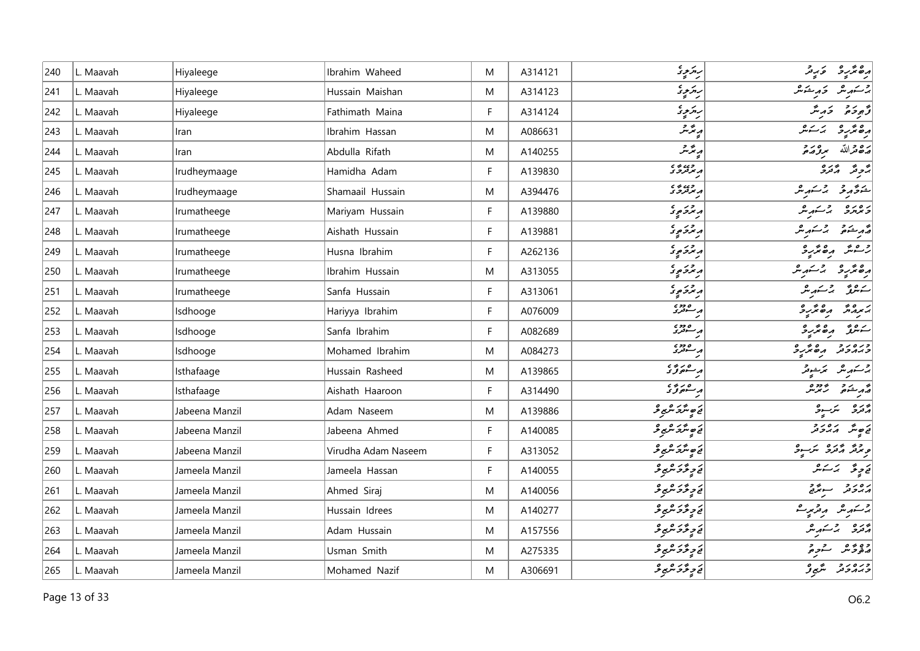| 240 | L. Maavah | Hiyaleege | Ibrahim Waheed | M | A314121 | ހިޔަލީގެ | އިބްރާހީމް ވަހީދު |
|---|---|---|---|---|---|---|---|
| 241 | L. Maavah | Hiyaleege | Hussain Maishan | M | A314123 | ހިޔަލީގެ | ހުސައިން މައިޝާން |
| 242 | L. Maavah | Hiyaleege | Fathimath Maina | F | A314124 | ހިޔަލީގެ | ފާތިމަތު މައިނާ |
| 243 | L. Maavah | Iran | Ibrahim Hassan | M | A086631 | އިރާން | އިބްރާހީމް ހަސަން |
| 244 | L. Maavah | Iran | Abdulla Rifath | M | A140255 | އިރާން | އަބްދުﷲ ރިފްއަތު |
| 245 | L. Maavah | Irudheymaage | Hamidha Adam | F | A139830 | އިރުދޭމާގެ | ހާމިދާ އާދަމް |
| 246 | L. Maavah | Irudheymaage | Shamaail Hussain | M | A394476 | އިރުދޭމާގެ | ޝަމާއިލް ހުސައިން |
| 247 | L. Maavah | Irumatheege | Mariyam Hussain | F | A139880 | އިރުމަތީގެ | މަރިޔަމް ހުސައިން |
| 248 | L. Maavah | Irumatheege | Aishath Hussain | F | A139881 | އިރުމަތީގެ | އާއިޝަތު ހުސައިން |
| 249 | L. Maavah | Irumatheege | Husna Ibrahim | F | A262136 | އިރުމަތީގެ | ހުސްނާ އިބްރާހީމް |
| 250 | L. Maavah | Irumatheege | Ibrahim Hussain | M | A313055 | އިރުމަތީގެ | އިބްރާހީމް ހުސައިން |
| 251 | L. Maavah | Irumatheege | Sanfa Hussain | F | A313061 | އިރުމަތީގެ | ސަންފާ ހުސައިން |
| 252 | L. Maavah | Isdhooge | Hariyya Ibrahim | F | A076009 | އިސްދޫގެ | ހަރިއްޔާ އިބްރާހީމް |
| 253 | L. Maavah | Isdhooge | Sanfa Ibrahim | F | A082689 | އިސްދޫގެ | ސަންފާ އިބްރާހީމް |
| 254 | L. Maavah | Isdhooge | Mohamed Ibrahim | M | A084273 | އިސްދޫގެ | މުހައްމަދު އިބްރާހީމް |
| 255 | L. Maavah | Isthafaage | Hussain Rasheed | M | A139865 | އިސްތަފާގެ | ހުސައިން ރަޝީދު |
| 256 | L. Maavah | Isthafaage | Aishath Haaroon | F | A314490 | އިސްތަފާގެ | އާއިޝަތުހާރޫން |
| 257 | L. Maavah | Jabeena Manzil | Adam Naseem | M | A139886 | ޖަބީނާމަންޒިލް | އާދަމް ނަސީމް |
| 258 | L. Maavah | Jabeena Manzil | Jabeena Ahmed | F | A140085 | ޖަބީނާމަންޒިލް | ޖަބީނާ އަހުމަދު |
| 259 | L. Maavah | Jabeena Manzil | Virudha Adam Naseem | F | A313052 | ޖަބީނާމަންޒިލް | ވިރުދާ އާދަމް ނަސީމް |
| 260 | L. Maavah | Jameela Manzil | Jameela Hassan | F | A140055 | ޖަމީލާމަންޒިލް | ޖަމީލާ ހަސަން |
| 261 | L. Maavah | Jameela Manzil | Ahmed Siraj | M | A140056 | ޖަމީލާމަންޒިލް | އަހުމަދު ސިރާޖު |
| 262 | L. Maavah | Jameela Manzil | Hussain Idrees | M | A140277 | ޖަމީލާމަންޒިލް | ހުސައިން އިދުރީސް |
| 263 | L. Maavah | Jameela Manzil | Adam Hussain | M | A157556 | ޖަމީލާމަންޒިލް | އާދަމް ހުސައިން |
| 264 | L. Maavah | Jameela Manzil | Usman Smith | M | A275335 | ޖަމީލާމަންޒިލް | އުސްމާން ސްމިތު |
| 265 | L. Maavah | Jameela Manzil | Mohamed Nazif | M | A306691 | ޖަމީލާމަންޒިލް | މުހައްމަދު ނާޒިފް |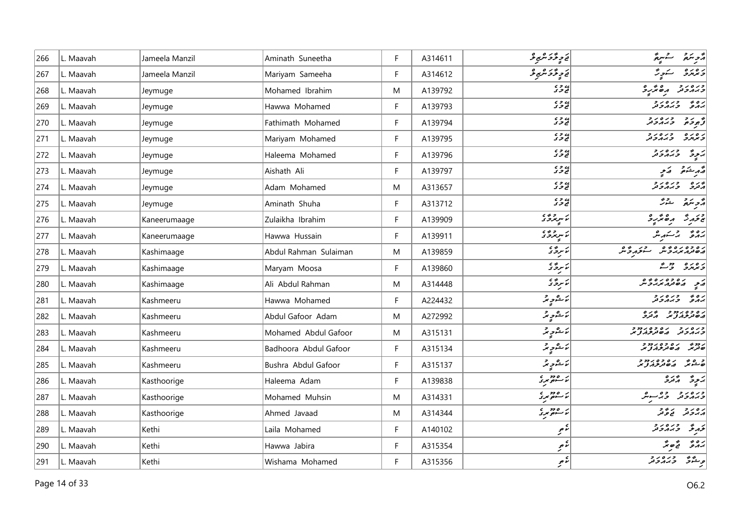| 266 | L. Maavah | Jameela Manzil | Aminath Suneetha | F | A314611 | ޖަމީލާމަންޒިލް | އާމިނަތު ސުނީތާ |
|---|---|---|---|---|---|---|---|
| 267 | L. Maavah | Jameela Manzil | Mariyam Sameeha | F | A314612 | ޖަމީލާމަންޒިލް | މަރިޔަމް ސަމީހާ |
| 268 | L. Maavah | Jeymuge | Mohamed Ibrahim | M | A139792 | ޖޭމުގެ | މުޙައްމަދު އިބްރާހީމް |
| 269 | L. Maavah | Jeymuge | Hawwa Mohamed | F | A139793 | ޖޭމުގެ | ހައްވާ މުޙައްމަދު |
| 270 | L. Maavah | Jeymuge | Fathimath Mohamed | F | A139794 | ޖޭމުގެ | ފާތިމަތު މުޙައްމަދު |
| 271 | L. Maavah | Jeymuge | Mariyam Mohamed | F | A139795 | ޖޭމުގެ | މަރިޔަމް މުޙައްމަދު |
| 272 | L. Maavah | Jeymuge | Haleema Mohamed | F | A139796 | ޖޭމުގެ | ހަލީމާ މުޙައްމަދު |
| 273 | L. Maavah | Jeymuge | Aishath Ali | F | A139797 | ޖޭމުގެ | އައިޝަތު އަލީ |
| 274 | L. Maavah | Jeymuge | Adam Mohamed | M | A313657 | ޖޭމުގެ | އާދަމް މުޙައްމަދު |
| 275 | L. Maavah | Jeymuge | Aminath Shuha | F | A313712 | ޖޭމުގެ | އާމިނަތު ޝުހާ |
| 276 | L. Maavah | Kaneerumaage | Zulaikha Ibrahim | F | A139909 | ކަނީރުމާގެ | ޒުލައިޚާ އިބްރާހީމް |
| 277 | L. Maavah | Kaneerumaage | Hawwa Hussain | F | A139911 | ކަނީރުމާގެ | ހައްވާ ހުސައިން |
| 278 | L. Maavah | Kashimaage | Abdul Rahman Sulaiman | M | A139859 | ކަށިމާގެ | އަބްދުއްރަޙްމާން ސުލައިމާން |
| 279 | L. Maavah | Kashimaage | Maryam Moosa | F | A139860 | ކަށިމާގެ | މަރިޔަމް މޫސާ |
| 280 | L. Maavah | Kashimaage | Ali Abdul Rahman | M | A314448 | ކަށިމާގެ | އަލީ އަބްދުއްރަޙްމާން |
| 281 | L. Maavah | Kashmeeru | Hawwa Mohamed | F | A224432 | ކަޝްމީރު | ހައްވާ މުޙައްމަދު |
| 282 | L. Maavah | Kashmeeru | Abdul Gafoor Adam | M | A272992 | ކަޝްމީރު | އަބްދުލްޣަފޫރު އާދަމް |
| 283 | L. Maavah | Kashmeeru | Mohamed Abdul Gafoor | M | A315131 | ކަޝްމީރު | މުޙައްމަދު އަބްދުލްޣަފޫރު |
| 284 | L. Maavah | Kashmeeru | Badhoora Abdul Gafoor | F | A315134 | ކަޝްމީރު | ބަދޫރާ އަބްދުލްޣަފޫރު |
| 285 | L. Maavah | Kashmeeru | Bushra Abdul Gafoor | F | A315137 | ކަޝްމީރު | ބުޝްރާ އަބްދުލްޣަފޫރު |
| 286 | L. Maavah | Kasthoorige | Haleema Adam | F | A139838 | ކަސްތޫރިގެ | ހަލީމާ އާދަމް |
| 287 | L. Maavah | Kasthoorige | Mohamed Muhsin | M | A314331 | ކަސްތޫރިގެ | މުޙައްމަދު މުޙްސިން |
| 288 | L. Maavah | Kasthoorige | Ahmed Javaad | M | A314344 | ކަސްތޫރިގެ | އަޙްމަދު ޖަވާދު |
| 289 | L. Maavah | Kethi | Laila Mohamed | F | A140102 | ކެތި | ލައިލާ މުޙައްމަދު |
| 290 | L. Maavah | Kethi | Hawwa Jabira | F | A315354 | ކެތި | ހައްވާ ޖާބިރާ |
| 291 | L. Maavah | Kethi | Wishama Mohamed | F | A315356 | ކެތި | ވިޝާމާ މުޙައްމަދު |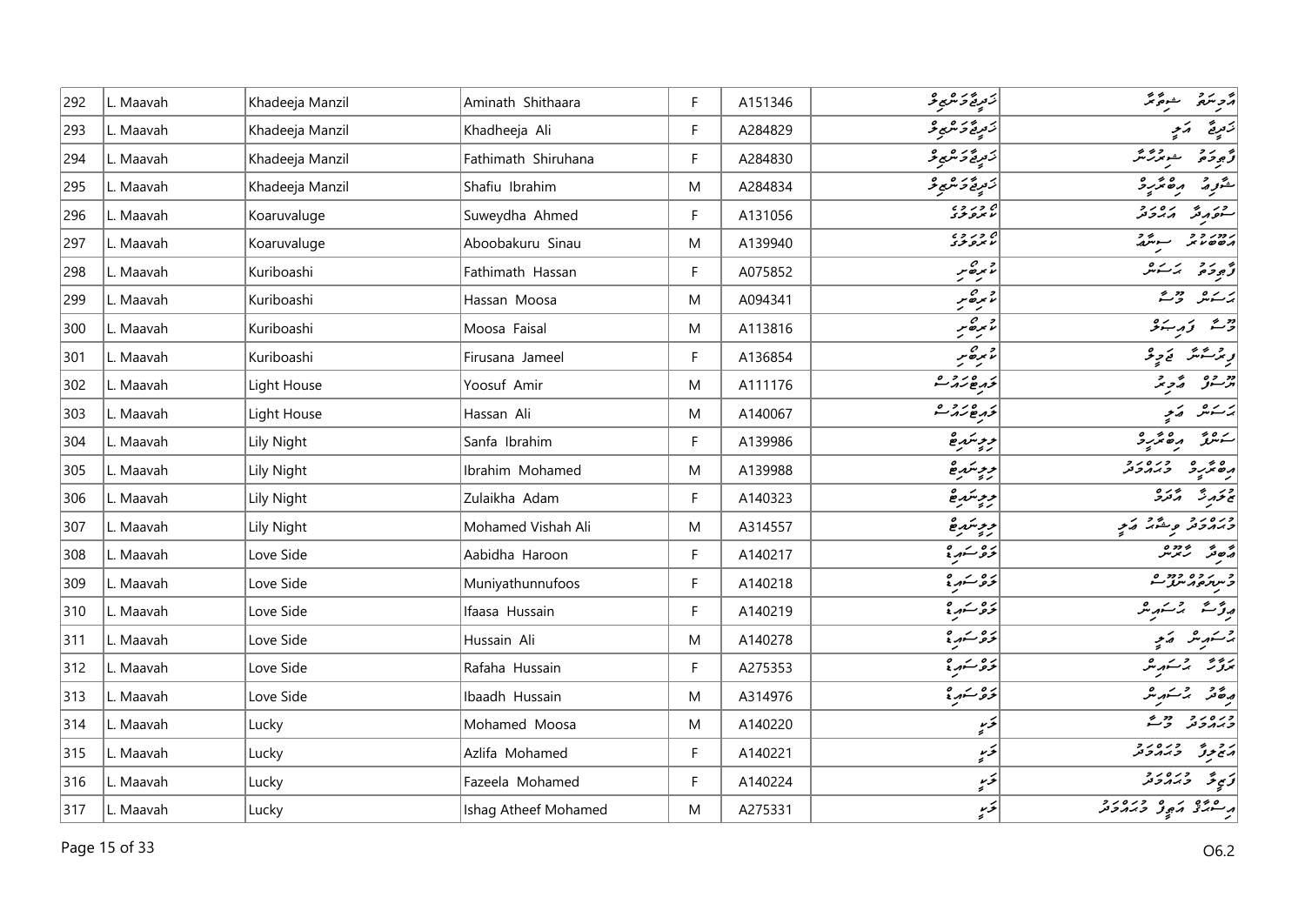| 292 | L. Maavah | Khadeeja Manzil | Aminath Shithaara | F | A151346 | ޚަދީޖާމަންޒިލް | އާމިނަތު ޝިތާރާ |
|---|---|---|---|---|---|---|---|
| 293 | L. Maavah | Khadeeja Manzil | Khadheeja Ali | F | A284829 | ޚަދީޖާމަންޒިލް | ޚަދީޖާ ޢަލީ |
| 294 | L. Maavah | Khadeeja Manzil | Fathimath Shiruhana | F | A284830 | ޚަދީޖާމަންޒިލް | ފާތިމަތު ޝިރުހާނާ |
| 295 | L. Maavah | Khadeeja Manzil | Shafiu Ibrahim | M | A284834 | ޚަދީޖާމަންޒިލް | ޝާފިޢު އިބްރާހީމް |
| 296 | L. Maavah | Koaruvaluge | Suweydha Ahmed | F | A131056 | ކޯރުވަލުގެ | ސުވޭދާ އަޙްމަދު |
| 297 | L. Maavah | Koaruvaluge | Aboobakuru Sinau | M | A139940 | ކޯރުވަލުގެ | އަބޫބަކުރު ސިނާއު |
| 298 | L. Maavah | Kuriboashi | Fathimath Hassan | F | A075852 | ކުރިބޯށި | ފާތިމަތު ހަސަން |
| 299 | L. Maavah | Kuriboashi | Hassan Moosa | M | A094341 | ކުރިބޯށި | ހަސަން މޫސާ |
| 300 | L. Maavah | Kuriboashi | Moosa Faisal | M | A113816 | ކުރިބޯށި | މޫސާ ފައިސަލް |
| 301 | L. Maavah | Kuriboashi | Firusana Jameel | F | A136854 | ކުރިބޯށި | ފިރުސާނާ ޖަމީލް |
| 302 | L. Maavah | Light House | Yoosuf Amir | M | A111176 | ލައިޓްހައުސް | ޔޫސުފް އާމިރު |
| 303 | L. Maavah | Light House | Hassan Ali | M | A140067 | ލައިޓްހައުސް | ހަސަން ޢަލީ |
| 304 | L. Maavah | Lily Night | Sanfa Ibrahim | F | A139986 | ލިލީނައިޓް | ސަންފާ އިބްރާހީމް |
| 305 | L. Maavah | Lily Night | Ibrahim Mohamed | M | A139988 | ލިލީނައިޓް | އިބްރާހީމް މުޙައްމަދު |
| 306 | L. Maavah | Lily Night | Zulaikha Adam | F | A140323 | ލިލީނައިޓް | ޒުލައިޚާ އާދަމް |
| 307 | L. Maavah | Lily Night | Mohamed Vishah Ali | M | A314557 | ލިލީނައިޓް | މުޙައްމަދު ވިޝާޙް ޢަލީ |
| 308 | L. Maavah | Love Side | Aabidha Haroon | F | A140217 | ލަވްސައިޑް | އާބިދާ ހާރޫން |
| 309 | L. Maavah | Love Side | Muniyathunnufoos | F | A140218 | ލަވްސައިޑް | މުނިޔަތުއްނުފޫސް |
| 310 | L. Maavah | Love Side | Ifaasa Hussain | F | A140219 | ލަވްސައިޑް | އިފާސާ ހުސައިން |
| 311 | L. Maavah | Love Side | Hussain Ali | M | A140278 | ލަވްސައިޑް | ހުސައިން ޢަލީ |
| 312 | L. Maavah | Love Side | Rafaha Hussain | F | A275353 | ލަވްސައިޑް | ރަފާހާ ހުސައިން |
| 313 | L. Maavah | Love Side | Ibaadh Hussain | M | A314976 | ލަވްސައިޑް | އިބާދު ހުސައިން |
| 314 | L. Maavah | Lucky | Mohamed Moosa | M | A140220 | ލަކީ | މުޙައްމަދު މޫސާ |
| 315 | L. Maavah | Lucky | Azlifa Mohamed | F | A140221 | ލަކީ | އަޒްލީފާ މުޙައްމަދު |
| 316 | L. Maavah | Lucky | Fazeela Mohamed | F | A140224 | ލަކީ | ފަޒީލާ މުޙައްމަދު |
| 317 | L. Maavah | Lucky | Ishag Atheef Mohamed | M | A275331 | ލަކީ | އިސްޙާޤު އަތީފު މުޙައްމަދު |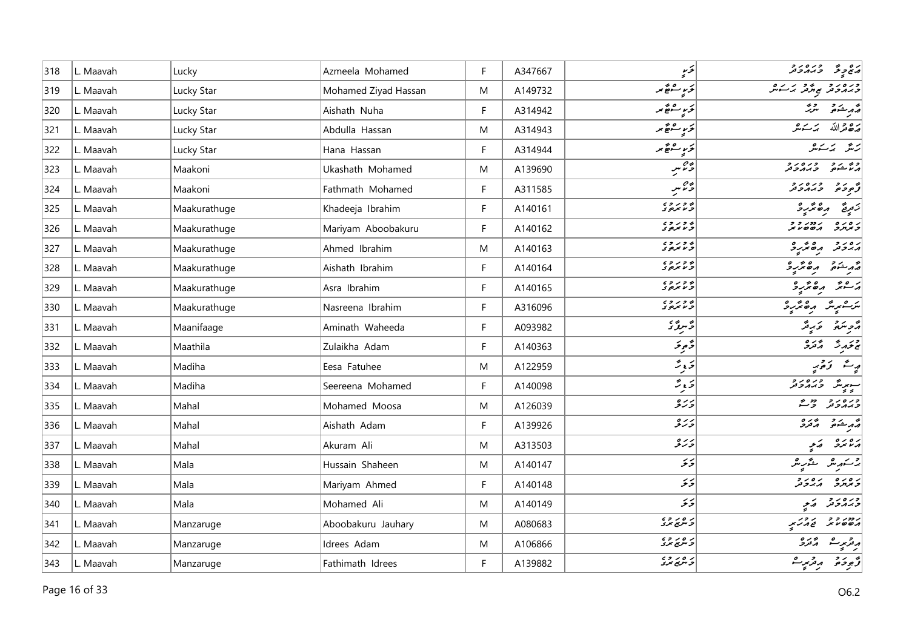| 318 | L. Maavah | Lucky | Azmeela Mohamed | F | A347667 | ځَىِ | مَيْحِرِدٌ وَرَهْرَدَر |
|---|---|---|---|---|---|---|---|
| 319 | L. Maavah | Lucky Star | Mohamed Ziyad Hassan | M | A149732 | ځَىِ سْعْ مَر | وَرَهْرَدَر ىِ مَرْدَر بَرْسَرْ |
| 320 | L. Maavah | Lucky Star | Aishath Nuha | F | A314942 | ځَىِ سْعْ مَر | مَّہرِ شَہَمْ سْرُرْ |
| 321 | L. Maavah | Lucky Star | Abdulla Hassan | M | A314943 | ځَىِ سْعْ مَر | مَہْ قْرَاللّٰہ بَرْسَرْ |
| 322 | L. Maavah | Lucky Star | Hana Hassan | F | A314944 | ځَىِ سْعْ مَر | رَنْر بَرْسَرْ |
| 323 | L. Maavah | Maakoni | Ukashath Mohamed | M | A139690 | وَّىٰ سِر | مْرَ شَہْ وَرَهْرَدَر |
| 324 | L. Maavah | Maakoni | Fathmath Mohamed | F | A311585 | وَّىٰ سِر | وَّہوِدَهْ وَرَهْرَدَر |
| 325 | L. Maavah | Maakurathuge | Khadeeja Ibrahim | F | A140161 | وَّ د بَر د ی | ذَمِرِقَ مِرْهَمَّرِدْ |
| 326 | L. Maavah | Maakurathuge | Mariyam Aboobakuru | F | A140162 | وَّ د بَر د ی | دَهْرَمْرْ مَھْھَمْرْ |
| 327 | L. Maavah | Maakurathuge | Ahmed Ibrahim | M | A140163 | وَّ د بَر د ی | مَرْدَدْ مِرْهَمَّرِدْ |
| 328 | L. Maavah | Maakurathuge | Aishath Ibrahim | F | A140164 | وَّ د بَر د ی | مَّہرِ شَہَمْ مِرْهَمَّرِدْ |
| 329 | L. Maavah | Maakurathuge | Asra Ibrahim | F | A140165 | وَّ د بَر د ی | مَرْسَمَّر مِرْهَمَّرِدْ |
| 330 | L. Maavah | Maakurathuge | Nasreena Ibrahim | F | A316096 | وَّ د بَر د ی | سَرْسَمِرِسَّر مِرْهَمَّرِدْ |
| 331 | L. Maavah | Maanifaage | Aminath Waheeda | F | A093982 | وَّسِرِوَّی | مَّحِسَمْ وَرِمَّر |
| 332 | L. Maavah | Maathila | Zulaikha Adam | F | A140363 | وَّمِرَ | ىَحَمَرِ رَّ مَّتَرْدْ |
| 333 | L. Maavah | Madiha | Eesa Fatuhee | M | A122959 | دَمِرِ رَّ | مِرِسَّ وَحْمِر |
| 334 | L. Maavah | Madiha | Seereena Mohamed | F | A140098 | دَمِرِ رَّ | سِمِرِسَّر وَرَهْرَدَر |
| 335 | L. Maavah | Mahal | Mohamed Moosa | M | A126039 | دَرَدْ | وَرَهْرَدَر وْسَّ |
| 336 | L. Maavah | Mahal | Aishath Adam | F | A139926 | دَرَدْ | مَّہرِ شَہَمْ مَّتَرْدْ |
| 337 | L. Maavah | Mahal | Akuram Ali | M | A313503 | دَرَدْ | مَرْىَرْدْ مَىِ |
| 338 | L. Maavah | Mala | Hussain Shaheen | M | A140147 | دَدَ | بْرْسَمِرِسْ شَّرِسْ |
| 339 | L. Maavah | Mala | Mariyam Ahmed | F | A140148 | دَدَ | دَهْرَمْرْ مَرْدَدْ |
| 340 | L. Maavah | Mala | Mohamed Ali | M | A140149 | دَدَ | وَرَهْرَدَر مَىِ |
| 341 | L. Maavah | Manzaruge | Aboobakuru Jauhary | M | A080683 | دَسْرَحْ بَرْدَی | مَھْھَمْرْ ىَمَرْسَىِ |
| 342 | L. Maavah | Manzaruge | Idrees Adam | M | A106866 | دَسْرَحْ بَرْدَی | مِرْمِرِسْ مَّتَرْدْ |
| 343 | L. Maavah | Manzaruge | Fathimath Idrees | F | A139882 | دَسْرَحْ بَرْدَی | وَّہوِدَهْ مِرْمِرِسْ |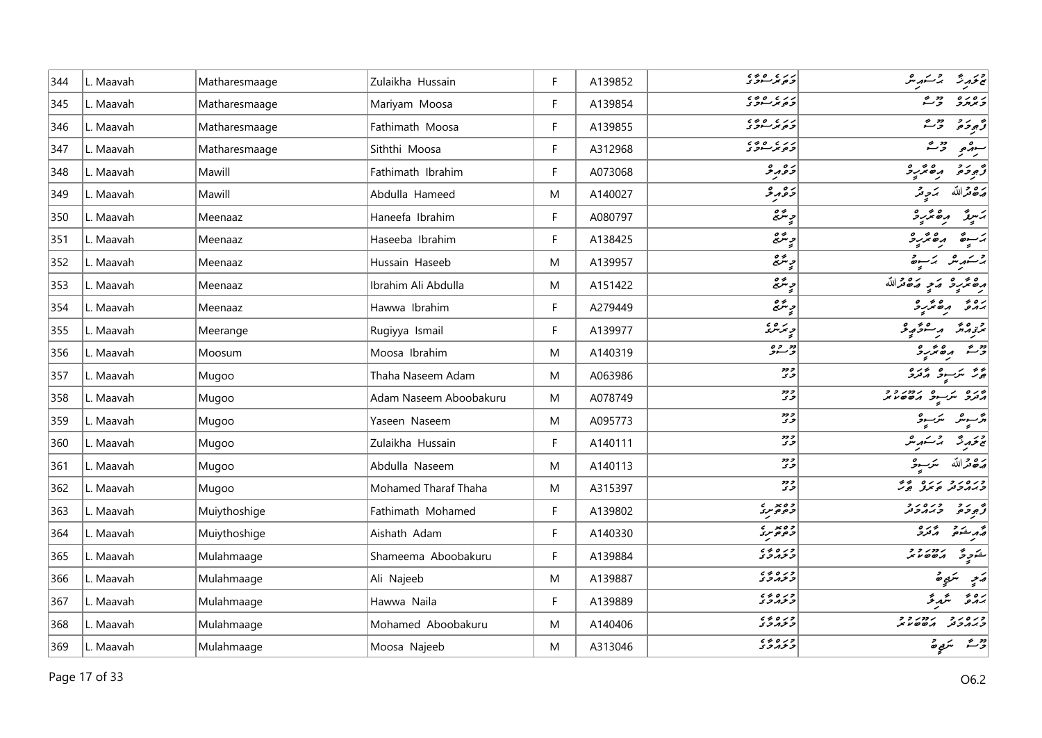| 344 | L. Maavah | Matharesmaage | Zulaikha Hussain | F | A139852 | ﺩَﻭَﺭﮨَﺮﮨُﻮﮔﻰ | ﺟُﻮَﺭِﮔ ﺑُﺴَﻴﻦ |
|---|---|---|---|---|---|---|---|
| 345 | L. Maavah | Matharesmaage | Mariyam Moosa | F | A139854 | ﺩَﻭَﺭﮨَﺮﮨُﻮﮔﻰ | ﻣَﺮْﻳَﻢ ﻣُﻮﺳَﺎ |
| 346 | L. Maavah | Matharesmaage | Fathimath Moosa | F | A139855 | ﺩَﻭَﺭﮨَﺮﮨُﻮﮔﻰ | ﻓَﺎﻃِﻤَﺖ ﻣُﻮﺳَﺎ |
| 347 | L. Maavah | Matharesmaage | Siththi Moosa | F | A312968 | ﺩَﻭَﺭﮨَﺮﮨُﻮﮔﻰ | ﺳِﺘِّﻲ ﻣُﻮﺳَﺎ |
| 348 | L. Maavah | Mawill | Fathimath Ibrahim | F | A073068 | ﻣَﻮِﻝ | ﻓَﺎﻃِﻤَﺖ ﺇِﺑْﺮَﺍﻫِﻴﻢ |
| 349 | L. Maavah | Mawill | Abdulla Hameed | M | A140027 | ﻣَﻮِﻝ | ﻋَﺒْﺪُﺍﻟﻠﻪ ﺣَﻤِﻴﺪ |
| 350 | L. Maavah | Meenaaz | Haneefa Ibrahim | F | A080797 | ﻣِﻴﻨَﺎﺯ | ﺣَﻨِﻴﻔَﺎ ﺇِﺑْﺮَﺍﻫِﻴﻢ |
| 351 | L. Maavah | Meenaaz | Haseeba Ibrahim | F | A138425 | ﻣِﻴﻨَﺎﺯ | ﺣَﺴِﻴﺒَﺎ ﺇِﺑْﺮَﺍﻫِﻴﻢ |
| 352 | L. Maavah | Meenaaz | Hussain Haseeb | M | A139957 | ﻣِﻴﻨَﺎﺯ | ﺣُﺴَﻴﻦ ﺣَﺴِﻴﺐ |
| 353 | L. Maavah | Meenaaz | Ibrahim Ali Abdulla | M | A151422 | ﻣِﻴﻨَﺎﺯ | ﺇِﺑْﺮَﺍﻫِﻴﻢ ﻋَﻠِﻲ ﻋَﺒْﺪُﺍﻟﻠﻪ |
| 354 | L. Maavah | Meenaaz | Hawwa Ibrahim | F | A279449 | ﻣِﻴﻨَﺎﺯ | ﺣَﻮَّﺍ ﺇِﺑْﺮَﺍﻫِﻴﻢ |
| 355 | L. Maavah | Meerange | Rugiyya Ismail | F | A139977 | ﻣِﻴﺮَﻧْﺞ | ﺭُﻗِﻴَّﺎ ﺇِﺳْﻤَﺎﻋِﻴﻞ |
| 356 | L. Maavah | Moosum | Moosa Ibrahim | M | A140319 | ﻣُﻮﺳُﻢ | ﻣُﻮﺳَﺎ ﺇِﺑْﺮَﺍﻫِﻴﻢ |
| 357 | L. Maavah | Mugoo | Thaha Naseem Adam | M | A063986 | ﻣُﮔُﻮ | ﻃَﺎﻫَﺎ ﻧَﺴِﻴﻢ ﺁﺩَﻡ |
| 358 | L. Maavah | Mugoo | Adam Naseem Aboobakuru | M | A078749 | ﻣُﮔُﻮ | ﺁﺩَﻡ ﻧَﺴِﻴﻢ ﺃَﺑُﻮﺑَﻜُﺮُ |
| 359 | L. Maavah | Mugoo | Yaseen Naseem | M | A095773 | ﻣُﮔُﻮ | ﻳَﺎﺳِﻴﻦ ﻧَﺴِﻴﻢ |
| 360 | L. Maavah | Mugoo | Zulaikha Hussain | F | A140111 | ﻣُﮔُﻮ | ﺯُﻟَﻴْﺨَﺎ ﺣُﺴَﻴﻦ |
| 361 | L. Maavah | Mugoo | Abdulla Naseem | M | A140113 | ﻣُﮔُﻮ | ﻋَﺒْﺪُﺍﻟﻠﻪ ﻧَﺴِﻴﻢ |
| 362 | L. Maavah | Mugoo | Mohamed Tharaf Thaha | M | A315397 | ﻣُﮔُﻮ | ﻣُﺤَﻤَّﺪ ﻃَﺮَﻑ ﻃَﺎﻫَﺎ |
| 363 | L. Maavah | Muiythoshige | Fathimath Mohamed | F | A139802 | ﻣُﺆِﻳﺘُﻮﺷِﻰ | ﻓَﺎﻃِﻤَﺖ ﻣُﺤَﻤَّﺪ |
| 364 | L. Maavah | Muiythoshige | Aishath Adam | F | A140330 | ﻣُﺆِﻳﺘُﻮﺷِﻰ | ﻋَﺎﺋِﺸَﺖ ﺁﺩَﻡ |
| 365 | L. Maavah | Mulahmaage | Shameema Aboobakuru | F | A139884 | ﻣُﻠَﻪْﻣَﺎﮔﻰ | ﺷَﻤِﻴﻤَﺎ ﺃَﺑُﻮﺑَﻜُﺮُ |
| 366 | L. Maavah | Mulahmaage | Ali Najeeb | M | A139887 | ﻣُﻠَﻪْﻣَﺎﮔﻰ | ﻋَﻠِﻲ ﻧَﺠِﻴﺐ |
| 367 | L. Maavah | Mulahmaage | Hawwa Naila | F | A139889 | ﻣُﻠَﻪْﻣَﺎﮔﻰ | ﺣَﻮَّﺍ ﻧَﺎﺋِﻼ |
| 368 | L. Maavah | Mulahmaage | Mohamed Aboobakuru | M | A140406 | ﻣُﻠَﻪْﻣَﺎﮔﻰ | ﻣُﺤَﻤَّﺪ ﺃَﺑُﻮﺑَﻜُﺮُ |
| 369 | L. Maavah | Mulahmaage | Moosa Najeeb | M | A313046 | ﻣُﻠَﻪْﻣَﺎﮔﻰ | ﻣُﻮﺳَﺎ ﻧَﺠِﻴﺐ |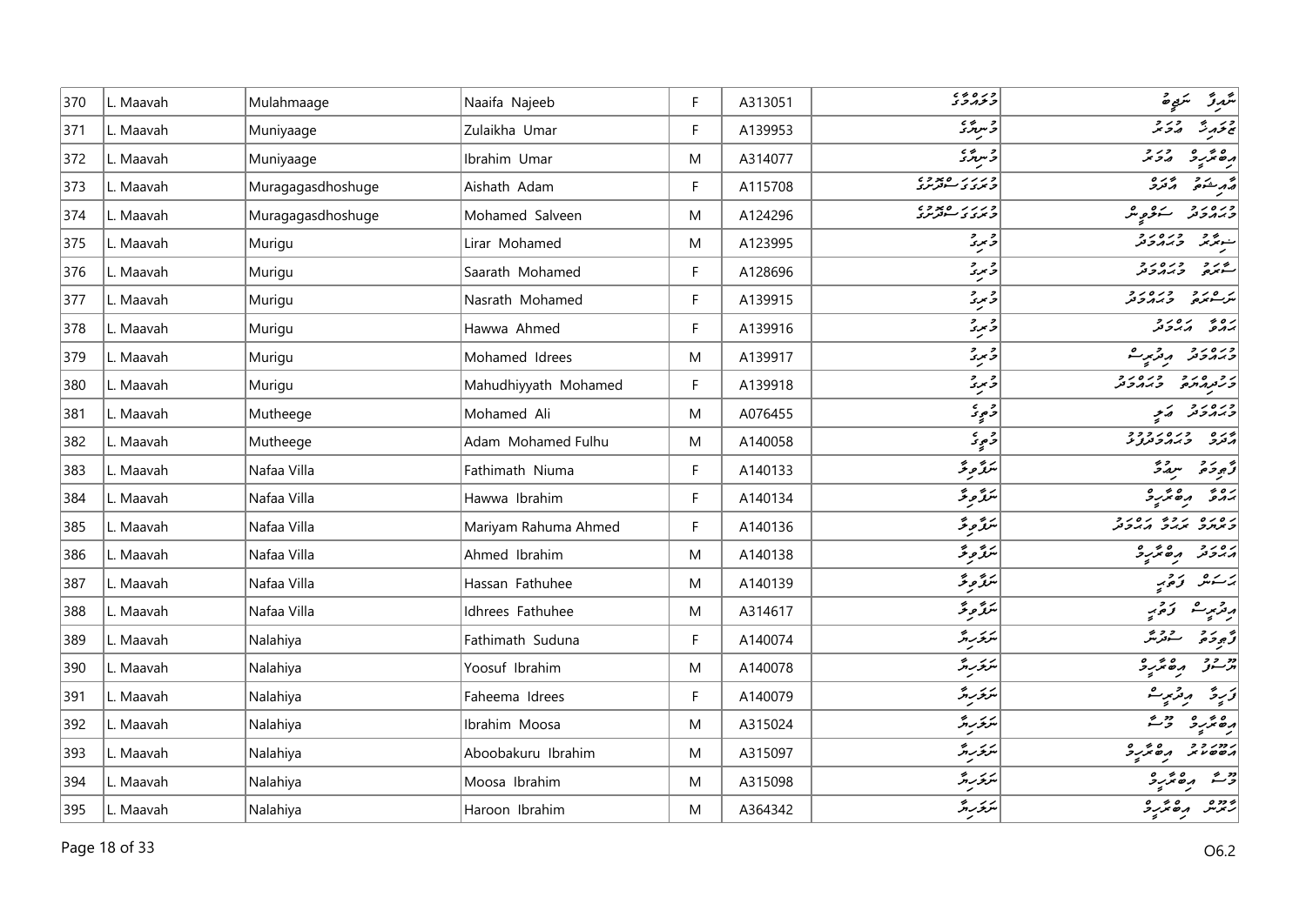| 370 | L. Maavah | Mulahmaage | Naaifa Najeeb | F | A313051 | وحەرەرى | سَمَدِرَ سَمِعِ صَ |
|---|---|---|---|---|---|---|---|
| 371 | L. Maavah | Muniyaage | Zulaikha Umar | F | A139953 | وسرگرى | تح تَحرير مركز محمد |
| 372 | L. Maavah | Muniyaage | Ibrahim Umar | M | A314077 | وسرگرى | مرە ئرىر و مركز محمد |
| 373 | L. Maavah | Muragagasdhoshuge | Aishath Adam | F | A115708 | وبرىرى سەھرىرى | مەرىشكى مەترى |
| 374 | L. Maavah | Muragagasdhoshuge | Mohamed Salveen | M | A124296 | وبرىرى سەھرىرى | وبرەرو سكوپر |
| 375 | L. Maavah | Murigu | Lirar Mohamed | M | A123995 | وىرى | سوبرىر وبرەرو |
| 376 | L. Maavah | Murigu | Saarath Mohamed | F | A128696 | وىرى | سەبرو وبرەرو |
| 377 | L. Maavah | Murigu | Nasrath Mohamed | F | A139915 | وىرى | ىرسەبرو وبرەرو |
| 378 | L. Maavah | Murigu | Hawwa Ahmed | F | A139916 | وىرى | برەۋ مەبرورو |
| 379 | L. Maavah | Murigu | Mohamed Idrees | M | A139917 | وىرى | وبرەرو مەترىپرسە |
| 380 | L. Maavah | Murigu | Mahudhiyyath Mohamed | F | A139918 | وىرى | ورومبرو وبرەرو |
| 381 | L. Maavah | Mutheege | Mohamed Ali | M | A076455 | وھوى | وبرەرو مەمچە |
| 382 | L. Maavah | Mutheege | Adam Mohamed Fulhu | M | A140058 | وھوى | مەترو وبرەروترو |
| 383 | L. Maavah | Nafaa Villa | Fathimath Niuma | F | A140133 | سَرَوّمِو | ۇھوڭ سىدى |
| 384 | L. Maavah | Nafaa Villa | Hawwa Ibrahim | F | A140134 | سَرَوّمِو | برەۋ مەھئرىرو |
| 385 | L. Maavah | Nafaa Villa | Mariyam Rahuma Ahmed | F | A140136 | سَرَوّمِو | وبرەرە برروۋ مەبرورو |
| 386 | L. Maavah | Nafaa Villa | Ahmed Ibrahim | M | A140138 | سَرَوّمِو | مەبرورو مەھئرىرو |
| 387 | L. Maavah | Nafaa Villa | Hassan Fathuhee | M | A140139 | سَرَوّمِو | برسەمىر ۆھۆپە |
| 388 | L. Maavah | Nafaa Villa | Idhrees Fathuhee | M | A314617 | سَرَوّمِو | مەترىپرسە ۆھۆپە |
| 389 | L. Maavah | Nalahiya | Fathimath Suduna | F | A140074 | سَرَوَرِيَر | ۇھوڭ سەترىر |
| 390 | L. Maavah | Nalahiya | Yoosuf Ibrahim | M | A140078 | سَرَوَرِيَر | مرسەۋ مەھئرىرو |
| 391 | L. Maavah | Nalahiya | Faheema Idrees | F | A140079 | سَرَوَرِيَر | ۆرپۇ مەترىپرسە |
| 392 | L. Maavah | Nalahiya | Ibrahim Moosa | M | A315024 | سَرَوَرِيَر | مەھئرىرو دىشە |
| 393 | L. Maavah | Nalahiya | Aboobakuru Ibrahim | M | A315097 | سَرَوَرِيَر | مەھەمىر مەھئرىرو |
| 394 | L. Maavah | Nalahiya | Moosa Ibrahim | M | A315098 | سَرَوَرِيَر | دىشە مەھئرىرو |
| 395 | L. Maavah | Nalahiya | Haroon Ibrahim | M | A364342 | سَرَوَرِيَر | رىبرىر مەھئرىرو |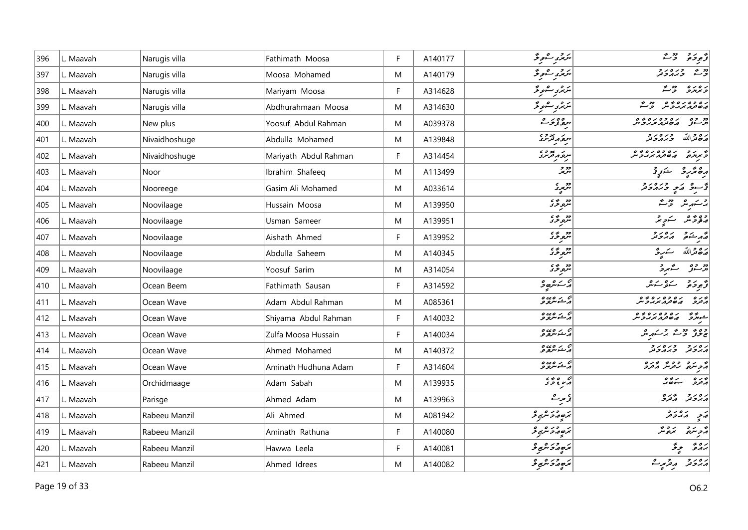| 396 | L. Maavah | Narugis villa | Fathimath Moosa | F | A140177 | ސަރުގިސްވިލާ | ފާތިމަތު މޫސާ |
|---|---|---|---|---|---|---|---|
| 397 | L. Maavah | Narugis villa | Moosa Mohamed | M | A140179 | ސަރުގިސްވިލާ | މޫސާ މުހައްމަދު |
| 398 | L. Maavah | Narugis villa | Mariyam Moosa | F | A314628 | ސަރުގިސްވިލާ | މަރިޔަމް މޫސާ |
| 399 | L. Maavah | Narugis villa | Abdhurahmaan Moosa | M | A314630 | ސަރުގިސްވިލާ | އަބްދުއްރަޙްމާން މޫސާ |
| 400 | L. Maavah | New plus | Yoosuf Abdul Rahman | M | A039378 | ނިއުޕްލަސް | ޔޫސުފު އަބްދުއްރަޙްމާން |
| 401 | L. Maavah | Nivaidhoshuge | Abdulla Mohamed | M | A139848 | ނިވައިދޮށުގެ | އަބްދުﷲ މުހައްމަދު |
| 402 | L. Maavah | Nivaidhoshuge | Mariyath Abdul Rahman | F | A314454 | ނިވައިދޮށުގެ | މާރިޔަތު އަބްދުއްރަޙްމާން |
| 403 | L. Maavah | Noor | Ibrahim Shafeeq | M | A113499 | ނޫރު | އިބްރާހީމް ޝަފީޤު |
| 404 | L. Maavah | Nooreege | Gasim Ali Mohamed | M | A033614 | ނޫރީގެ | ޤާސިމް އަލި މުހައްމަދު |
| 405 | L. Maavah | Noovilaage | Hussain Moosa | M | A139950 | ނޫވިލާގެ | ޙުސައިން މޫސާ |
| 406 | L. Maavah | Noovilaage | Usman Sameer | M | A139951 | ނޫވިލާގެ | އުސްމާން ސަމީރު |
| 407 | L. Maavah | Noovilaage | Aishath Ahmed | F | A139952 | ނޫވިލާގެ | އާއިޝަތު އަޙްމަދު |
| 408 | L. Maavah | Noovilaage | Abdulla Saheem | M | A140345 | ނޫވިލާގެ | އަބްދުﷲ ސަހީމް |
| 409 | L. Maavah | Noovilaage | Yoosuf Sarim | M | A314054 | ނޫވިލާގެ | ޔޫސުފް ސާރިމް |
| 410 | L. Maavah | Ocean Beem | Fathimath Sausan | F | A314592 | އޯޝަންބީމް | ފާތިމަތު ސައުސަން |
| 411 | L. Maavah | Ocean Wave | Adam Abdul Rahman | M | A085361 | އޯޝަންވޭވް | އާދަމް އަބްދުއްރަޙްމާން |
| 412 | L. Maavah | Ocean Wave | Shiyama Abdul Rahman | F | A140032 | އޯޝަންވޭވް | ޝިޔާމާ އަބްދުއްރަޙްމާން |
| 413 | L. Maavah | Ocean Wave | Zulfa Moosa Hussain | F | A140034 | އޯޝަންވޭވް | ޒުލްފާ މޫސާ ޙުސައިން |
| 414 | L. Maavah | Ocean Wave | Ahmed Mohamed | M | A140372 | އޯޝަންވޭވް | އަޙްމަދު މުހައްމަދު |
| 415 | L. Maavah | Ocean Wave | Aminath Hudhuna Adam | F | A314604 | އޯޝަންވޭވް | އާމިނަތު ހުދުނާ އާދަމް |
| 416 | L. Maavah | Orchidmaage | Adam Sabah | M | A139935 | އޯކިޑްމާގެ | އާދަމް ސަބާހް |
| 417 | L. Maavah | Parisge | Ahmed Adam | M | A139963 | ޕެރިސް | އަޙްމަދު އާދަމް |
| 418 | L. Maavah | Rabeeu Manzil | Ali Ahmed | M | A081942 | ރަބީޢުމަންޒިލް | އަލި އަޙްމަދު |
| 419 | L. Maavah | Rabeeu Manzil | Aminath Rathuna | F | A140080 | ރަބީޢުމަންޒިލް | އާމިނަތު ރަތުނާ |
| 420 | L. Maavah | Rabeeu Manzil | Hawwa Leela | F | A140081 | ރަބީޢުމަންޒިލް | ހައްވާ ލީލާ |
| 421 | L. Maavah | Rabeeu Manzil | Ahmed Idrees | M | A140082 | ރަބީޢުމަންޒިލް | އަޙްމަދު އިދްރީސް |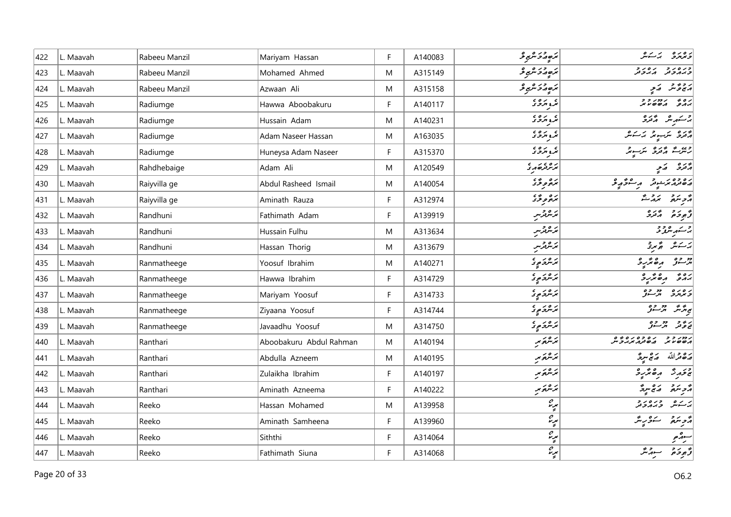| 422 | L. Maavah | Rabeeu Manzil | Mariyam Hassan | F | A140083 | ރަބީއުމަންޒިލް | މަރިޔަމް ހަސަން |
|---|---|---|---|---|---|---|---|
| 423 | L. Maavah | Rabeeu Manzil | Mohamed Ahmed | M | A315149 | ރަބީއުމަންޒިލް | މުހައްމަދު އަހުމަދު |
| 424 | L. Maavah | Rabeeu Manzil | Azwaan Ali | M | A315158 | ރަބީއުމަންޒިލް | އަޒްވާން އަލި |
| 425 | L. Maavah | Radiumge | Hawwa Aboobakuru | F | A140117 | ރޭޑިއަމްގެ | ހައްވާ އަބޫބަކުރު |
| 426 | L. Maavah | Radiumge | Hussain Adam | M | A140231 | ރޭޑިއަމްގެ | ހުސައިން އާދަމް |
| 427 | L. Maavah | Radiumge | Adam Naseer Hassan | M | A163035 | ރޭޑިއަމްގެ | އާދަމް ނަސީރު ހަސަން |
| 428 | L. Maavah | Radiumge | Huneysa Adam Naseer | F | A315370 | ރޭޑިއަމްގެ | ހުނޭސާ އާދަމް ނަސީރު |
| 429 | L. Maavah | Rahdhebaige | Adam Ali | M | A120549 | ރަހްދެބައިގެ | އާދަމް އަލި |
| 430 | L. Maavah | Raiyvilla ge | Abdul Rasheed Ismail | M | A140054 | ރައްވިލާގެ | އަބްދުއްރަޝީދު އިސްމާޢީލް |
| 431 | L. Maavah | Raiyvilla ge | Aminath Rauza | F | A312974 | ރައްވިލާގެ | އާމިނަތު ރައުޒާ |
| 432 | L. Maavah | Randhuni | Fathimath Adam | F | A139919 | ރަންދުނި | ފާތިމަތު އާދަމް |
| 433 | L. Maavah | Randhuni | Hussain Fulhu | M | A313634 | ރަންދުނި | ހުސައިންފުޅު |
| 434 | L. Maavah | Randhuni | Hassan Thorig | M | A313679 | ރަންދުނި | ހަސަން ތާރިގު |
| 435 | L. Maavah | Ranmatheege | Yoosuf Ibrahim | M | A140271 | ރަންމަތީގެ | ޔޫސުފް އިބްރާހީމް |
| 436 | L. Maavah | Ranmatheege | Hawwa Ibrahim | F | A314729 | ރަންމަތީގެ | ހައްވާ އިބްރާހީމް |
| 437 | L. Maavah | Ranmatheege | Mariyam Yoosuf | F | A314733 | ރަންމަތީގެ | މަރިޔަމް ޔޫސުފް |
| 438 | L. Maavah | Ranmatheege | Ziyaana Yoosuf | F | A314744 | ރަންމަތީގެ | ޒިޔާނާ ޔޫސުފް |
| 439 | L. Maavah | Ranmatheege | Javaadhu Yoosuf | M | A314750 | ރަންމަތީގެ | ޖަވާދު ޔޫސުފް |
| 440 | L. Maavah | Ranthari | Aboobakuru Abdul Rahman | M | A140194 | ރަންތަރި | އަބޫބަކުރު އަބްދުއްރަޙްމާން |
| 441 | L. Maavah | Ranthari | Abdulla Azneem | M | A140195 | ރަންތަރި | އަބްދުﷲ އަޒްނީމް |
| 442 | L. Maavah | Ranthari | Zulaikha Ibrahim | F | A140197 | ރަންތަރި | ޒުލައިޚާ އިބްރާހީމް |
| 443 | L. Maavah | Ranthari | Aminath Azneema | F | A140222 | ރަންތަރި | އާމިނަތު އަޒްނީމާ |
| 444 | L. Maavah | Reeko | Hassan Mohamed | M | A139958 | ރީކޯ | ހަސަން މުހައްމަދު |
| 445 | L. Maavah | Reeko | Aminath Samheena | F | A139960 | ރީކޯ | އާމިނަތު ސަމްހީނާ |
| 446 | L. Maavah | Reeko | Siththi | F | A314064 | ރީކޯ | ސިއްތި |
| 447 | L. Maavah | Reeko | Fathimath Siuna | F | A314068 | ރީކޯ | ފާތިމަތު ސިއުނާ |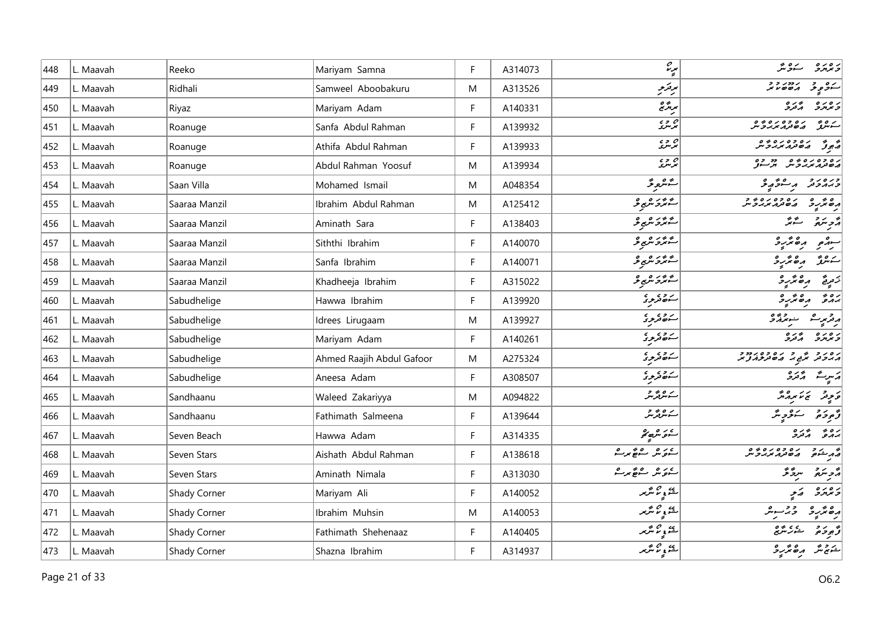| 448 | L. Maavah | Reeko | Mariyam Samna | F | A314073 | ރީކޯ | މަރިޔަމް ސަމްނާ |
|---|---|---|---|---|---|---|---|
| 449 | L. Maavah | Ridhali | Samweel Aboobakuru | M | A313526 | ރިދަލި | ސަމްވީލް އަބޫބަކުރު |
| 450 | L. Maavah | Riyaz | Mariyam Adam | F | A140331 | ރިޔާޒް | މަރިޔަމް އާދަމް |
| 451 | L. Maavah | Roanuge | Sanfa Abdul Rahman | F | A139932 | ރޯނުގެ | ސަންފާ އަބްދުއްރަޙްމާން |
| 452 | L. Maavah | Roanuge | Athifa Abdul Rahman | F | A139933 | ރޯނުގެ | އާތިފާ އަބްދުއްރަޙްމާން |
| 453 | L. Maavah | Roanuge | Abdul Rahman Yoosuf | M | A139934 | ރޯނުގެ | އަބްދުއްރަޙްމާން ޔޫސުފް |
| 454 | L. Maavah | Saan Villa | Mohamed Ismail | M | A048354 | ސާންވިލާ | މުޙައްމަދު އިސްމާޢީލް |
| 455 | L. Maavah | Saaraa Manzil | Ibrahim Abdul Rahman | M | A125412 | ސާރާމަންޒިލް | އިބްރާހީމް އަބްދުއްރަޙްމާން |
| 456 | L. Maavah | Saaraa Manzil | Aminath Sara | F | A138403 | ސާރާމަންޒިލް | އާމިނަތު ސާރާ |
| 457 | L. Maavah | Saaraa Manzil | Siththi Ibrahim | F | A140070 | ސާރާމަންޒިލް | ސިއްތި އިބްރާހީމް |
| 458 | L. Maavah | Saaraa Manzil | Sanfa Ibrahim | F | A140071 | ސާރާމަންޒިލް | ސަންފާ އިބްރާހީމް |
| 459 | L. Maavah | Saaraa Manzil | Khadheeja Ibrahim | F | A315022 | ސާރާމަންޒިލް | ޚަދީޖާ އިބްރާހީމް |
| 460 | L. Maavah | Sabudhelige | Hawwa Ibrahim | F | A139920 | ސަބުދެލިގެ | ހައްވާ އިބްރާހީމް |
| 461 | L. Maavah | Sabudhelige | Idrees Lirugaam | M | A139927 | ސަބުދެލިގެ | އިދްރީސް ލިރުގާމް |
| 462 | L. Maavah | Sabudhelige | Mariyam Adam | F | A140261 | ސަބުދެލިގެ | މަރިޔަމް އާދަމް |
| 463 | L. Maavah | Sabudhelige | Ahmed Raajih Abdul Gafoor | M | A275324 | ސަބުދެލިގެ | އަޙްމަދު ރާޖިހު އަބްދުލްޣަފޫރު |
| 464 | L. Maavah | Sabudhelige | Aneesa Adam | F | A308507 | ސަބުދެލިގެ | އަނީސާ އާދަމް |
| 465 | L. Maavah | Sandhaanu | Waleed Zakariyya | M | A094822 | ސަންދާނު | ވަލީދު ޒަކަރިއްޔާ |
| 466 | L. Maavah | Sandhaanu | Fathimath Salmeena | F | A139644 | ސަންދާނު | ފާތިމަތު ސަލްމީނާ |
| 467 | L. Maavah | Seven Beach | Hawwa Adam | F | A314335 | ސެވަންބީޗް | ހައްވާ އާދަމް |
| 468 | L. Maavah | Seven Stars | Aishath Abdul Rahman | F | A138618 | ސެވަން ސްޓާރސް | އާއިޝަތު އަބްދުއްރަޙްމާން |
| 469 | L. Maavah | Seven Stars | Aminath Nimala | F | A313030 | ސެވަން ސްޓާރސް | އާމިނަތު ނިމާލާ |
| 470 | L. Maavah | Shady Corner | Mariyam Ali | F | A140052 | ޝޭޑީކޯނަރ | މަރިޔަމް އަލި |
| 471 | L. Maavah | Shady Corner | Ibrahim Muhsin | M | A140053 | ޝޭޑީކޯނަރ | އިބްރާހީމް މުޙްސިން |
| 472 | L. Maavah | Shady Corner | Fathimath Shehenaaz | F | A140405 | ޝޭޑީކޯނަރ | ފާތިމަތު ޝެހެނާޒް |
| 473 | L. Maavah | Shady Corner | Shazna Ibrahim | F | A314937 | ޝޭޑީކޯނަރ | ޝަޒްނާ އިބްރާހީމް |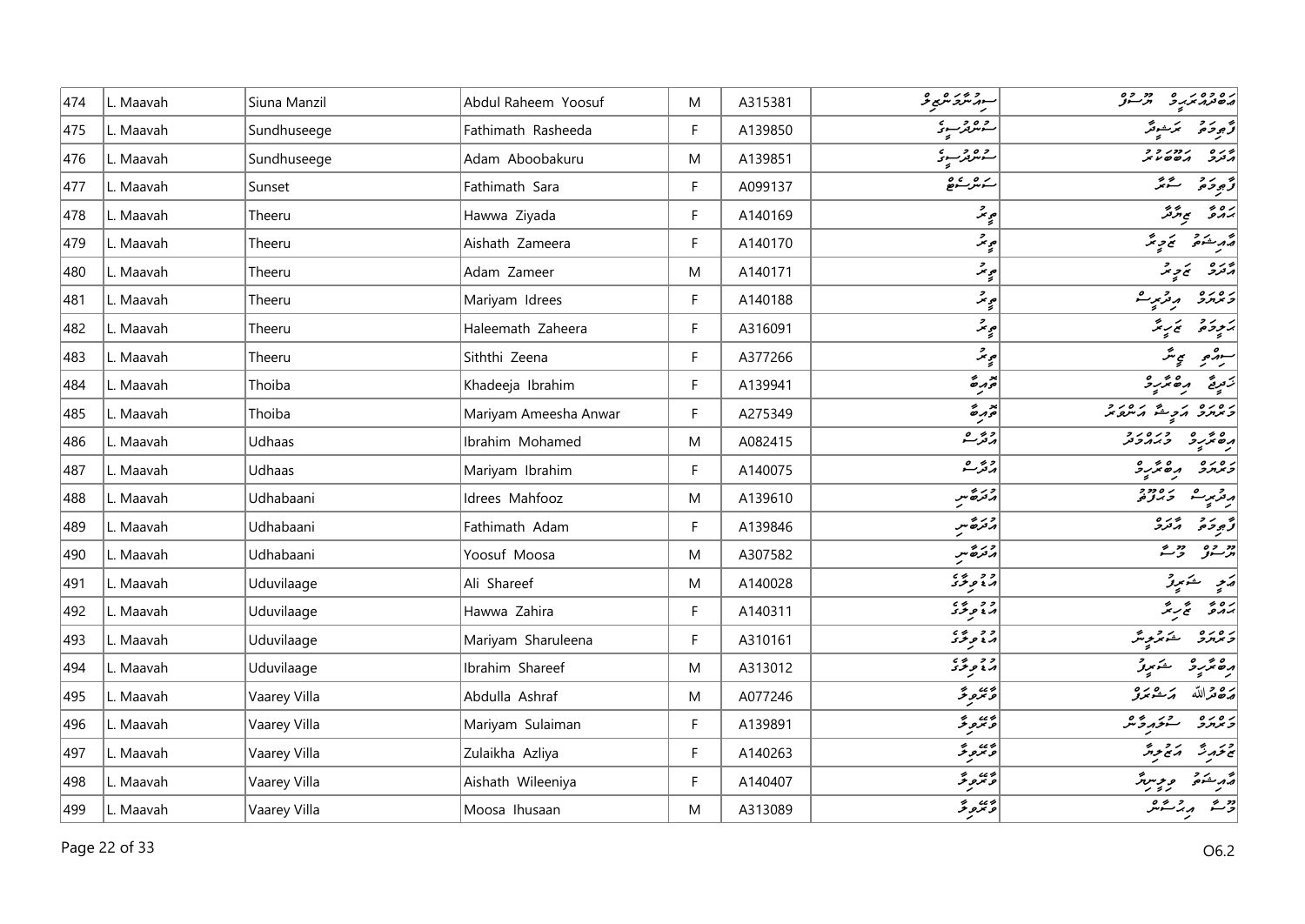| 474 | L. Maavah | Siuna Manzil | Abdul Raheem Yoosuf | M | A315381 | سوړ ﺷﺮﮐﺮ ﺷﺮﻭ | ﻣﻪﻭﺭﻭﻣﺮﻳﺮﻭ ﻣﺮﺳﻮﻭ |
|---|---|---|---|---|---|---|---|
| 475 | L. Maavah | Sundhuseege | Fathimath Rasheeda | F | A139850 | ﺳﻮﺷﺮﺗﺮﺳﻮﻯ | ﻭﻣﻮﺭﻭ ﻣﺮﺷﻮﻣﺮ |
| 476 | L. Maavah | Sundhuseege | Adam Aboobakuru | M | A139851 | ﺳﻮﺷﺮﺗﺮﺳﻮﻯ | ﻣﺮﻣﺮﻭ ﻣﺮﻭﻭﻣﻮﻣﺮ |
| 477 | L. Maavah | Sunset | Fathimath Sara | F | A099137 | ﺳﻮﺷﺮﺳﻮﻉ | ﻭﻣﻮﺭﻭ ﺳﻮﻣﺮ |
| 478 | L. Maavah | Theeru | Hawwa Ziyada | F | A140169 | ﻣﻮﻣﺮ | ﻣﺮﻭﻭ ﻣﻮﻣﺮﻣﺮ |
| 479 | L. Maavah | Theeru | Aishath Zameera | F | A140170 | ﻣﻮﻣﺮ | ﻣﻪﻣﺮﺷﻮﻭ ﻣﻮﻣﻮﻣﺮ |
| 480 | L. Maavah | Theeru | Adam Zameer | M | A140171 | ﻣﻮﻣﺮ | ﻣﺮﻣﺮﻭ ﻣﻮﻣﻮﻣﺮ |
| 481 | L. Maavah | Theeru | Mariyam Idrees | F | A140188 | ﻣﻮﻣﺮ | ﻭﻣﺮﻣﺮﻭ ﻣﻮﻣﺮﻣﻮﺷ |
| 482 | L. Maavah | Theeru | Haleemath Zaheera | F | A316091 | ﻣﻮﻣﺮ | ﻣﻮﻣﻮﺭﻭ ﻣﻮﻣﻮﻣﺮ |
| 483 | L. Maavah | Theeru | Siththi Zeena | F | A377266 | ﻣﻮﻣﺮ | ﺳﻮﻣﻮ ﻣﻮﻣﺮ |
| 484 | L. Maavah | Thoiba | Khadeeja Ibrahim | F | A139941 | ﻣﻮﻣﻮﻣ | ﺯﻣﻮﻣ ﻣﻪﻣﺮﻣﻮﻭ |
| 485 | L. Maavah | Thoiba | Mariyam Ameesha Anwar | F | A275349 | ﻣﻮﻣﻮﻣ | ﻭﻣﺮﻣﺮﻭ ﻣﻮﻣﻮﺷ ﻣﺮﺷﺮﻭﻣﺮ |
| 486 | L. Maavah | Udhaas | Ibrahim Mohamed | M | A082415 | ﻣﺮﻣﺮﺷ | ﻣﻪﻣﺮﻣﻮﻭ ﻭﻣﺮﻣﺮﻭﻣﺮ |
| 487 | L. Maavah | Udhaas | Mariyam Ibrahim | F | A140075 | ﻣﺮﻣﺮﺷ | ﻭﻣﺮﻣﺮﻭ ﻣﻪﻣﺮﻣﻮﻭ |
| 488 | L. Maavah | Udhabaani | Idrees Mahfooz | M | A139610 | ﻣﺮﻣﺮﻣﻮﺳﺮ | ﻣﻮﻣﺮﻣﻮﺷ ﻭﻣﺮﻭﻭ |
| 489 | L. Maavah | Udhabaani | Fathimath Adam | F | A139846 | ﻣﺮﻣﺮﻣﻮﺳﺮ | ﻭﻣﻮﺭﻭ ﻣﺮﻣﺮﻭ |
| 490 | L. Maavah | Udhabaani | Yoosuf Moosa | M | A307582 | ﻣﺮﻣﺮﻣﻮﺳﺮ | ﻣﺮﺳﻮﻭ ﻭﻣﺮ |
| 491 | L. Maavah | Uduvilaage | Ali Shareef | M | A140028 | ﻣﺮﻣﻮﻣﻮﻣﻮﻯ | ﻣﻮﻣﻮ ﺷﻮﻣﻮﻭ |
| 492 | L. Maavah | Uduvilaage | Hawwa Zahira | F | A140311 | ﻣﺮﻣﻮﻣﻮﻣﻮﻯ | ﻣﺮﻭﻭ ﻣﻮﻣﺮﻣﺮ |
| 493 | L. Maavah | Uduvilaage | Mariyam Sharuleena | F | A310161 | ﻣﺮﻣﻮﻣﻮﻣﻮﻯ | ﻭﻣﺮﻣﺮﻭ ﺷﻮﻣﺮﻣﻮﻣﺮ |
| 494 | L. Maavah | Uduvilaage | Ibrahim Shareef | M | A313012 | ﻣﺮﻣﻮﻣﻮﻣﻮﻯ | ﻣﻪﻣﺮﻣﻮﻭ ﺷﻮﻣﻮﻭ |
| 495 | L. Maavah | Vaarey Villa | Abdulla Ashraf | M | A077246 | ﻭﻣﺮﻣﻮﻣ | ﻣﻪﻭﻭالله ﻣﺮﺷﻮﻣﺮﻭ |
| 496 | L. Maavah | Vaarey Villa | Mariyam Sulaiman | F | A139891 | ﻭﻣﺮﻣﻮﻣ | ﻭﻣﺮﻣﺮﻭ ﺳﻮﻣﺮﻣﺮﻭﻣﺮ |
| 497 | L. Maavah | Vaarey Villa | Zulaikha Azliya | F | A140263 | ﻭﻣﺮﻣﻮﻣ | ﻣﻮﻣﺮﻣﺮ ﻣﺮﻣﻮﻣﺮﻣﺮ |
| 498 | L. Maavah | Vaarey Villa | Aishath Wileeniya | F | A140407 | ﻭﻣﺮﻣﻮﻣ | ﻣﻪﻣﺮﺷﻮﻭ ﻭﻣﻮﺳﺮﻣﺮ |
| 499 | L. Maavah | Vaarey Villa | Moosa Ihusaan | M | A313089 | ﻭﻣﺮﻣﻮﻣ | ﻭﻣﺮ ﻣﻮﻣﺮﺳﻮﻣﺮ |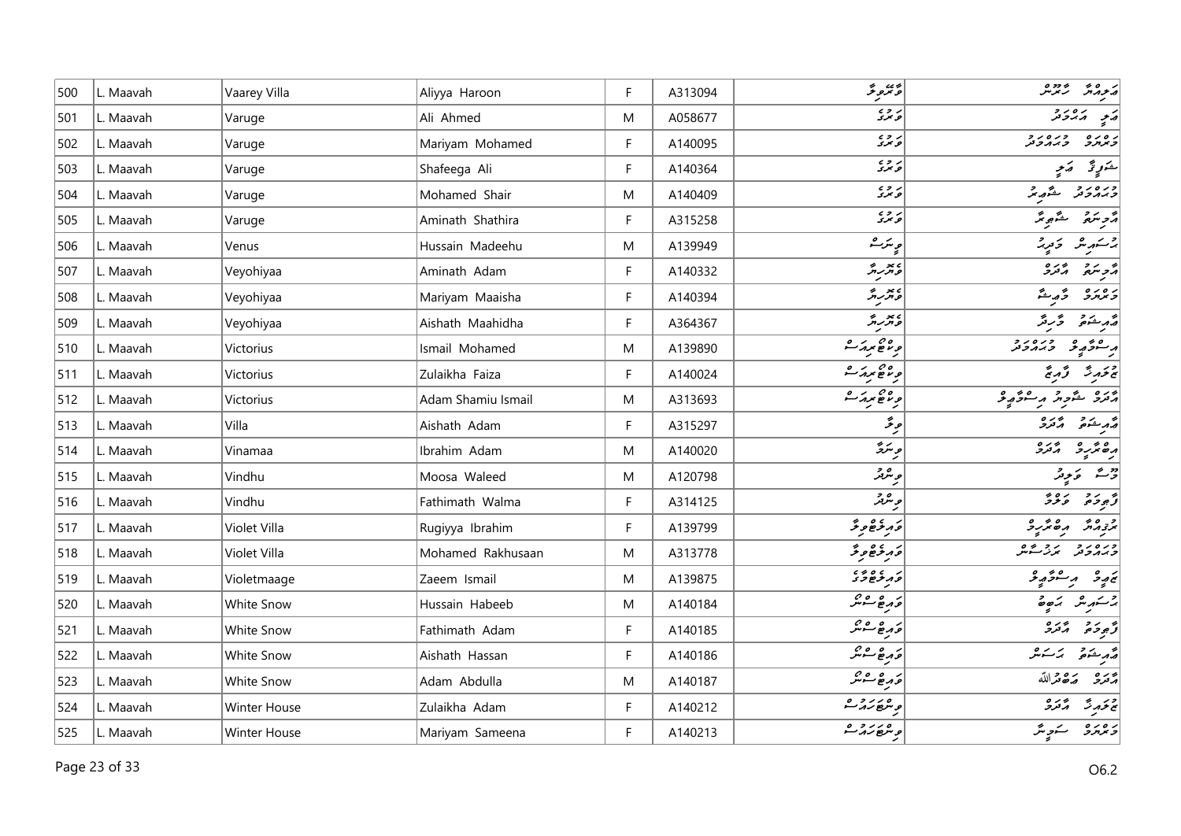| 500 | L. Maavah | Vaarey Villa | Aliyya Haroon | F | A313094 | ވާރޭވިލާ | އަލިއްޔާ ހާރޫން |
|---|---|---|---|---|---|---|---|
| 501 | L. Maavah | Varuge | Ali Ahmed | M | A058677 | ވަރުގެ | އަލި އަޙްމަދު |
| 502 | L. Maavah | Varuge | Mariyam Mohamed | F | A140095 | ވަރުގެ | މަރިޔަމް މުޙައްމަދު |
| 503 | L. Maavah | Varuge | Shafeega Ali | F | A140364 | ވަރުގެ | ޝަފީޤާ އަލި |
| 504 | L. Maavah | Varuge | Mohamed Shair | M | A140409 | ވަރުގެ | މުޙައްމަދު ޝާއިރު |
| 505 | L. Maavah | Varuge | Aminath Shathira | F | A315258 | ވަރުގެ | އާމިނަތު ޝާތިރާ |
| 506 | L. Maavah | Venus | Hussain Madeehu | M | A139949 | ވީނަސް | ހުސައިން މަދީހު |
| 507 | L. Maavah | Veyohiyaa | Aminath Adam | F | A140332 | ވޭޔޮހިޔާ | އާމިނަތު އާދަމް |
| 508 | L. Maavah | Veyohiyaa | Mariyam Maaisha | F | A140394 | ވޭޔޮހިޔާ | މަރިޔަމް މާއިޝާ |
| 509 | L. Maavah | Veyohiyaa | Aishath Maahidha | F | A364367 | ވޭޔޮހިޔާ | އާއިޝަތު މާހިދާ |
| 510 | L. Maavah | Victorius | Ismail Mohamed | M | A139890 | ވިކްޓޯރިއަސް | އިސްމާއީލް މުޙައްމަދު |
| 511 | L. Maavah | Victorius | Zulaikha Faiza | F | A140024 | ވިކްޓޯރިއަސް | ޒުލައިޚާ ފާއިޒާ |
| 512 | L. Maavah | Victorius | Adam Shamiu Ismail | M | A313693 | ވިކްޓޯރިއަސް | އާދަމް ޝާމިއު އިސްމާއީލް |
| 513 | L. Maavah | Villa | Aishath Adam | F | A315297 | ވިލާ | އާއިޝަތު އާދަމް |
| 514 | L. Maavah | Vinamaa | Ibrahim Adam | M | A140020 | ވިނަމާ | އިބްރާހީމް އާދަމް |
| 515 | L. Maavah | Vindhu | Moosa Waleed | M | A120798 | ވިންދު | މޫސާ ވަލީދު |
| 516 | L. Maavah | Vindhu | Fathimath Walma | F | A314125 | ވިންދު | ފާތިމަތު ވަލްމާ |
| 517 | L. Maavah | Violet Villa | Rugiyya Ibrahim | F | A139799 | ވައިލެޓްވިލާ | ރުގިއްޔާ އިބްރާހީމް |
| 518 | L. Maavah | Violet Villa | Mohamed Rakhusaan | M | A313778 | ވައިލެޓްވިލާ | މުޙައްމަދު ރަޚުސާން |
| 519 | L. Maavah | Violetmaage | Zaeem Ismail | M | A139875 | ވައިލެޓްމާގެ | ޒަޢީމް އިސްމާއީލް |
| 520 | L. Maavah | White Snow | Hussain Habeeb | M | A140184 | ވައިޓްސްނޯ | ހުސައިން ހަބީބު |
| 521 | L. Maavah | White Snow | Fathimath Adam | F | A140185 | ވައިޓްސްނޯ | ފާތިމަތު އާދަމް |
| 522 | L. Maavah | White Snow | Aishath Hassan | F | A140186 | ވައިޓްސްނޯ | އާއިޝަތު ހަސަން |
| 523 | L. Maavah | White Snow | Adam Abdulla | M | A140187 | ވައިޓްސްނޯ | އާދަމް އަބްދުﷲ |
| 524 | L. Maavah | Winter House | Zulaikha Adam | F | A140212 | ވިންޓަރހައުސް | ޒުލައިޚާ އާދަމް |
| 525 | L. Maavah | Winter House | Mariyam Sameena | F | A140213 | ވިންޓަރހައުސް | މަރިޔަމް ސަމީނާ |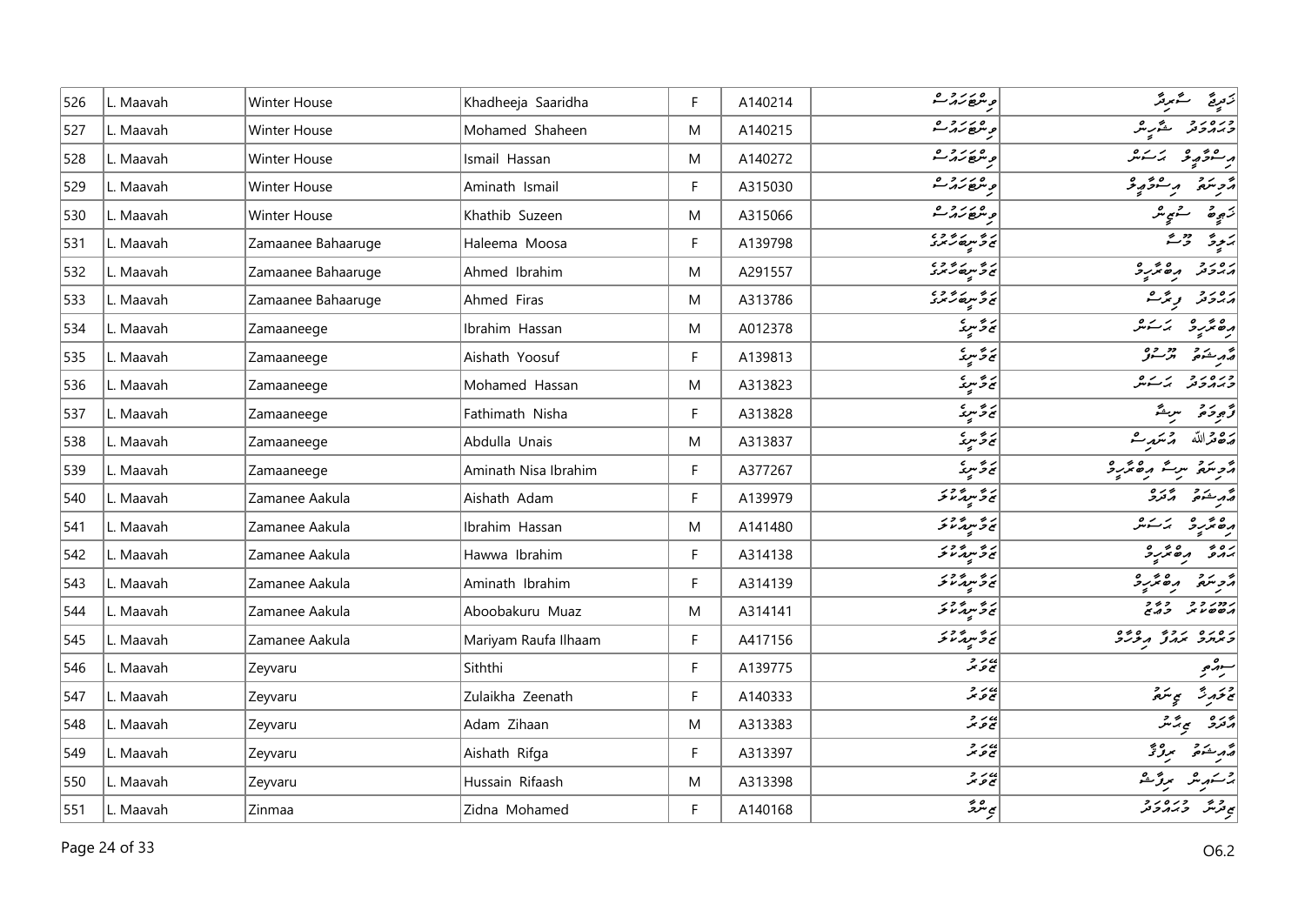| 526 | L. Maavah | Winter House | Khadheeja Saaridha | F | A140214 | ވިންޓަރހައުސް | ހަދީޖާ ސާރިދާ |
|---|---|---|---|---|---|---|---|
| 527 | L. Maavah | Winter House | Mohamed Shaheen | M | A140215 | ވިންޓަރހައުސް | މުހައްމަދު ޝަހީން |
| 528 | L. Maavah | Winter House | Ismail Hassan | M | A140272 | ވިންޓަރހައުސް | އިސްމާޢީލް ހަސަން |
| 529 | L. Maavah | Winter House | Aminath Ismail | F | A315030 | ވިންޓަރހައުސް | އާމިނަތު އިސްމާޢީލް |
| 530 | L. Maavah | Winter House | Khathib Suzeen | M | A315066 | ވިންޓަރހައުސް | ޚަތީބު ސުޒީން |
| 531 | L. Maavah | Zamaanee Bahaaruge | Haleema Moosa | F | A139798 | ޒަމާނީބަހާރުގެ | ހަލީމާ މޫސާ |
| 532 | L. Maavah | Zamaanee Bahaaruge | Ahmed Ibrahim | M | A291557 | ޒަމާނީބަހާރުގެ | އަހްމަދު އިބްރާހީމް |
| 533 | L. Maavah | Zamaanee Bahaaruge | Ahmed Firas | M | A313786 | ޒަމާނީބަހާރުގެ | އަހްމަދު ފިރާސް |
| 534 | L. Maavah | Zamaaneege | Ibrahim Hassan | M | A012378 | ޒަމާނީގެ | އިބްރާހީމް ހަސަން |
| 535 | L. Maavah | Zamaaneege | Aishath Yoosuf | F | A139813 | ޒަމާނީގެ | ޢައިޝަތު ޔޫސުފް |
| 536 | L. Maavah | Zamaaneege | Mohamed Hassan | M | A313823 | ޒަމާނީގެ | މުހައްމަދު ހަސަން |
| 537 | L. Maavah | Zamaaneege | Fathimath Nisha | F | A313828 | ޒަމާނީގެ | ފާތިމަތު ނިޝާ |
| 538 | L. Maavah | Zamaaneege | Abdulla Unais | M | A313837 | ޒަމާނީގެ | އަބްދުﷲ އުނައިސް |
| 539 | L. Maavah | Zamaaneege | Aminath Nisa Ibrahim | F | A377267 | ޒަމާނީގެ | އާމިނަތު ނިސާ އިބްރާހީމް |
| 540 | L. Maavah | Zamanee Aakula | Aishath Adam | F | A139979 | ޒަމާނީއާކުލަ | ޢައިޝަތު އާދަމް |
| 541 | L. Maavah | Zamanee Aakula | Ibrahim Hassan | M | A141480 | ޒަމާނީއާކުލަ | އިބްރާހީމް ހަސަން |
| 542 | L. Maavah | Zamanee Aakula | Hawwa Ibrahim | F | A314138 | ޒަމާނީއާކުލަ | ހައްވާ އިބްރާހީމް |
| 543 | L. Maavah | Zamanee Aakula | Aminath Ibrahim | F | A314139 | ޒަމާނީއާކުލަ | އާމިނަތު އިބްރާހީމް |
| 544 | L. Maavah | Zamanee Aakula | Aboobakuru Muaz | M | A314141 | ޒަމާނީއާކުލަ | އަބޫބަކުރު މުޢާޒު |
| 545 | L. Maavah | Zamanee Aakula | Mariyam Raufa Ilhaam | F | A417156 | ޒަމާނީއާކުލަ | މަރިޔަމް ރަޢުފާ އިލްހާމް |
| 546 | L. Maavah | Zeyvaru | Siththi | F | A139775 | ޒޭވަރު | ސިއްތި |
| 547 | L. Maavah | Zeyvaru | Zulaikha Zeenath | F | A140333 | ޒޭވަރު | ޒުލައިޚާ ޒީނަތު |
| 548 | L. Maavah | Zeyvaru | Adam Zihaan | M | A313383 | ޒޭވަރު | އާދަމް ޒިހާން |
| 549 | L. Maavah | Zeyvaru | Aishath Rifga | F | A313397 | ޒޭވަރު | ޢައިޝަތު ރިފްގާ |
| 550 | L. Maavah | Zeyvaru | Hussain Rifaash | M | A313398 | ޒޭވަރު | ހުސައިން ރިފާޝް |
| 551 | L. Maavah | Zinmaa | Zidna Mohamed | F | A140168 | ޒިންމާ | ޒިދްނާ މުހައްމަދު |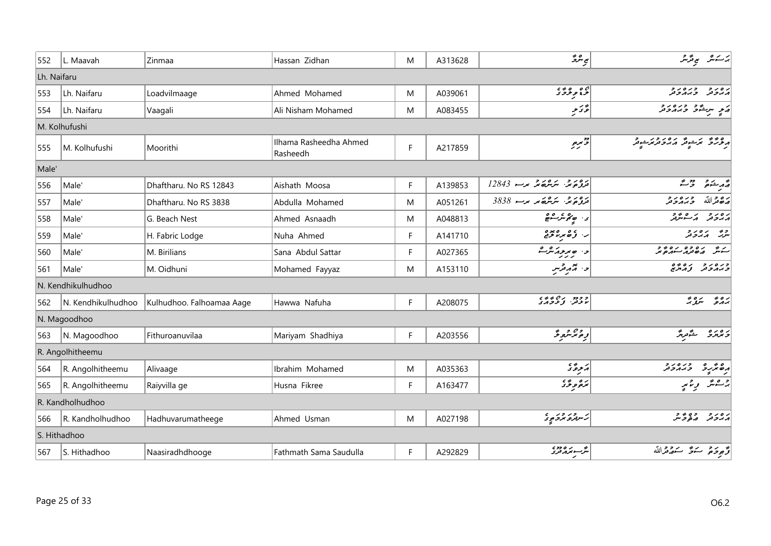| 552 | L. Maavah | Zinmaa | Hassan Zidhan | M | A313628 | ޒިންމާ | ޙަސަން ޒިދާން |
|---|---|---|---|---|---|---|---|
| Lh. Naifaru | | | | | | | |
| 553 | Lh. Naifaru | Loadvilmaage | Ahmed Mohamed | M | A039061 | ލޯޑްވިލްމާގެ | އަޙްމަދު މުޙައްމަދު |
| 554 | Lh. Naifaru | Vaagali | Ali Nisham Mohamed | M | A083455 | ވާގަލި | އަލި ނިޝާމް މުޙައްމަދު |
| M. Kolhufushi | | | | | | | |
| 555 | M. Kolhufushi | Moorithi | Ilhama Rasheedha Ahmed Rasheedh | F | A217859 | މޫރިތި | އިލްހާމާ ރަޝީދާ އަޙްމަދުރަޝީދު |
| Male' | | | | | | | |
| 556 | Male' | Dhaftharu. No RS 12843 | Aishath Moosa | F | A139853 | ދަފްތަރު. ނަންބަރު ރސ 12843 | އައިޝަތު މޫސާ |
| 557 | Male' | Dhaftharu. No RS 3838 | Abdulla Mohamed | M | A051261 | ދަފްތަރު. ނަންބަރ ރސ 3838 | އަބްދުﷲ މުޙައްމަދު |
| 558 | Male' | G. Beach Nest | Ahmed Asnaadh | M | A048813 | ގ. ބީޗްނެސްޓް | އަޙްމަދު އަސްނާދު |
| 559 | Male' | H. Fabric Lodge | Nuha Ahmed | F | A141710 | ހ. ފެބްރިކްލޮޖް | ނުހާ އަޙްމަދު |
| 560 | Male' | M. Birilians | Sana Abdul Sattar | F | A027365 | މ. ބިރިލިއަންސް | ސަނާ އަބްދުލްސައްތާރު |
| 561 | Male' | M. Oidhuni | Mohamed Fayyaz | M | A153110 | މ. އޮއިދުނި | މުޙައްމަދު ފައްޔާޒް |
| N. Kendhikulhudhoo | | | | | | | |
| 562 | N. Kendhikulhudhoo | Kulhudhoo. Falhoamaa Aage | Hawwa Nafuha | F | A208075 | ކުޅުދޫ. ފަޅޯމާއާގެ | ހައްވާ ނަފުހާ |
| N. Magoodhoo | | | | | | | |
| 563 | N. Magoodhoo | Fithuroanuvilaa | Mariyam Shadhiya | F | A203556 | ފިތުރޯނުވިލާ | މަރިޔަމް ޝާދިޔާ |
| R. Angolhitheemu | | | | | | | |
| 564 | R. Angolhitheemu | Alivaage | Ibrahim Mohamed | M | A035363 | އަލިވާގެ | އިބްރާހީމް މުޙައްމަދު |
| 565 | R. Angolhitheemu | Raiyvilla ge | Husna Fikree | F | A163477 | ރައްވިލާގެ | ޙުސްނާ ފިކްރީ |
| R. Kandholhudhoo | | | | | | | |
| 566 | R. Kandholhudhoo | Hadhuvarumatheege | Ahmed Usman | M | A027198 | ހަދުވަރުމަތީގެ | އަޙްމަދު ޢުثްމާން |
| S. Hithadhoo | | | | | | | |
| 567 | S. Hithadhoo | Naasiradhdhooge | Fathmath Sama Saudulla | F | A292829 | ނާސިރައްދޫގެ | ފާތިމަތު ސަމާ ސަޢުދުﷲ |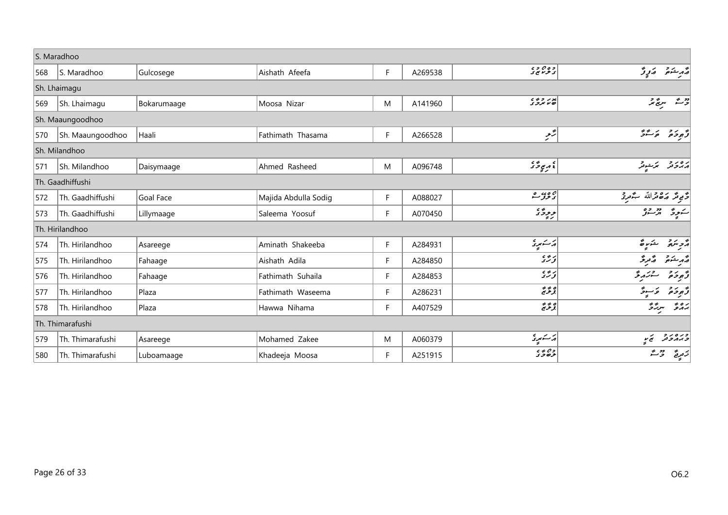| | | | | | | | |
|---|---|---|---|---|---|---|---|
| **S. Maradhoo** | | | | | | | |
| 568 | S. Maradhoo | Gulcosege | Aishath Afeefa | F | A269538 | ގުލްކޯސްގެ | އައިޝަތު އަފީފާ |
| **Sh. Lhaimagu** | | | | | | | |
| 569 | Sh. Lhaimagu | Bokarumaage | Moosa Nizar | M | A141960 | ބޮކަރުމާގެ | މޫސާ ނިޒާރު |
| **Sh. Maaungoodhoo** | | | | | | | |
| 570 | Sh. Maaungoodhoo | Haali | Fathimath Thasama | F | A266528 | ހާލި | ފާތިމަތު ތަސާމާ |
| **Sh. Milandhoo** | | | | | | | |
| 571 | Sh. Milandhoo | Daisymaage | Ahmed Rasheed | M | A096748 | ޑެއިސީމާގެ | އަހުމަދު ރަޝީދު |
| **Th. Gaadhiffushi** | | | | | | | |
| 572 | Th. Gaadhiffushi | Goal Face | Majida Abdulla Sodig | F | A088027 | ގޯލްފޭސް | މާޖިދާ އަބްދުﷲ ސާދިޤު |
| 573 | Th. Gaadhiffushi | Lillymaage | Saleema Yoosuf | F | A070450 | ލިލީމާގެ | ސަލީމާ ޔޫސުފު |
| **Th. Hirilandhoo** | | | | | | | |
| 574 | Th. Hirilandhoo | Asareege | Aminath Shakeeba | F | A284931 | އަސަރީގެ | އާމިނަތު ޝަކީބާ |
| 575 | Th. Hirilandhoo | Fahaage | Aishath Adila | F | A284850 | ފަހާގެ | އައިޝަތު އާދިލާ |
| 576 | Th. Hirilandhoo | Fahaage | Fathimath Suhaila | F | A284853 | ފަހާގެ | ފާތިމަތު ސުހައިލާ |
| 577 | Th. Hirilandhoo | Plaza | Fathimath Waseema | F | A286231 | ޕްލާޒާ | ފާތިމަތު ވަސީމާ |
| 578 | Th. Hirilandhoo | Plaza | Hawwa Nihama | F | A407529 | ޕްލާޒާ | ހައްވާ ނިހާމާ |
| **Th. Thimarafushi** | | | | | | | |
| 579 | Th. Thimarafushi | Asareege | Mohamed Zakee | M | A060379 | އަސަރީގެ | މުހައްމަދު ޒަކީ |
| 580 | Th. Thimarafushi | Luboamaage | Khadeeja Moosa | F | A251915 | ލުބޯމާގެ | ޚަދީޖާ މޫސާ |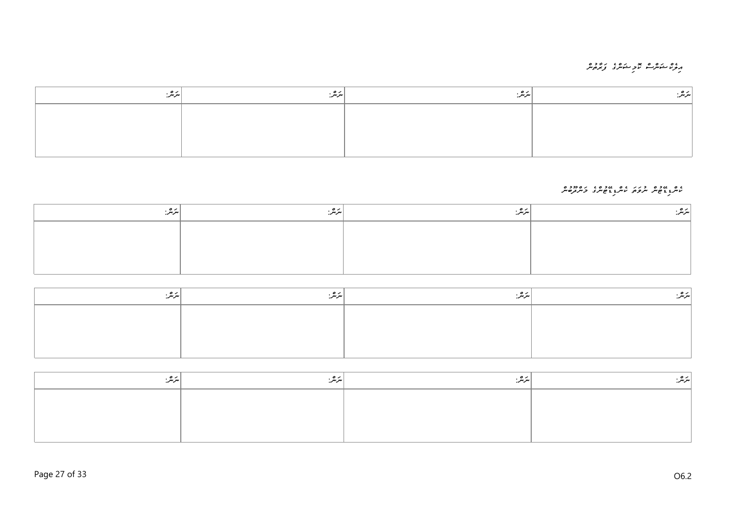# ދިވެހި ބަސްމަތީ ދެއްކެވުމުގެ ފޯމު

| ނަން: | ނަން: | ނަން: | ނަން: |
|---|---|---|---|
| | | | |

## ކުރީގެ ދެ މުއްދަތު ނިންމާ ނަށްޕީޑަލް މަނުކުރުން

| ނަން: | ނަން: | ނަން: | ނަން: |
|---|---|---|---|
| | | | |

| ނަން: | ނަން: | ނަން: | ނަން: |
|---|---|---|---|
| | | | |

| ނަން: | ނަން: | ނަން: | ނަން: |
|---|---|---|---|
| | | | |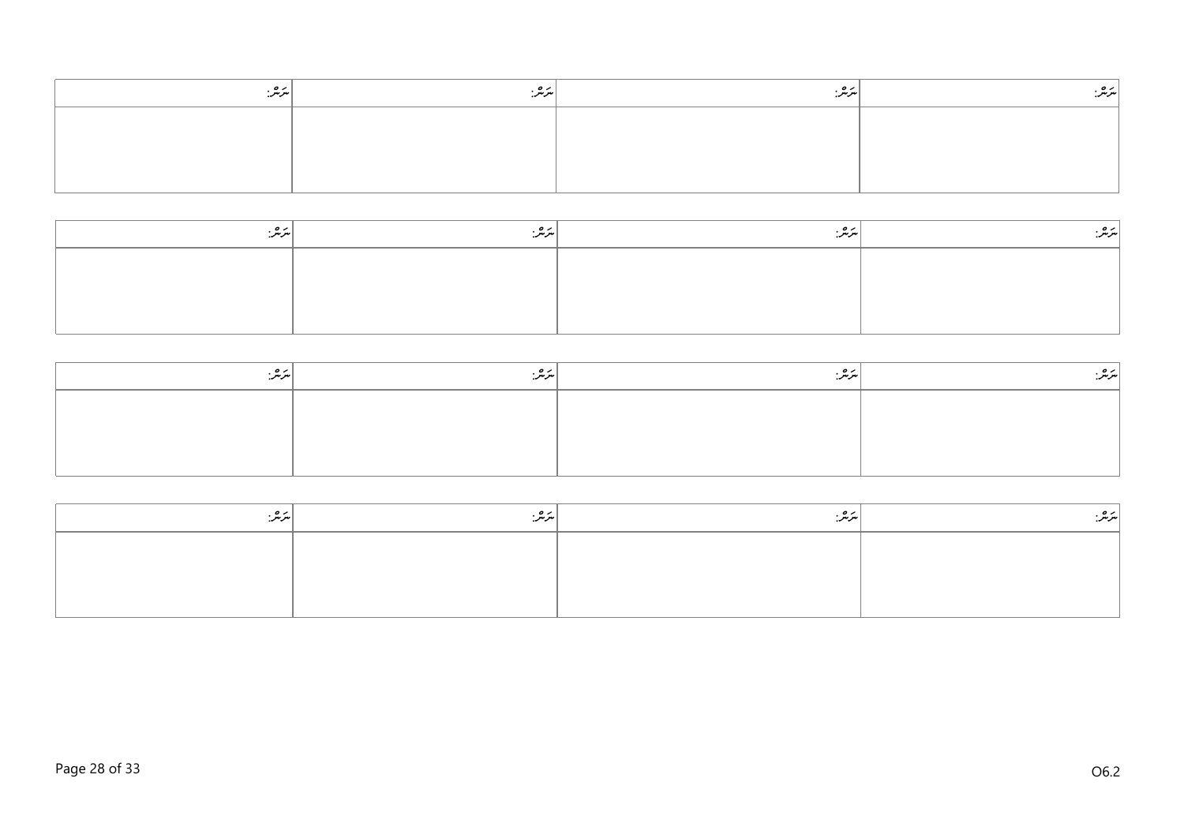| ނަންބަރު: | ނަންބަރު: | ނަންބަރު: | ނަންބަރު: |
|---|---|---|---|
| | | | |

| ނަންބަރު: | ނަންބަރު: | ނަންބަރު: | ނަންބަރު: |
|---|---|---|---|
| | | | |

| ނަންބަރު: | ނަންބަރު: | ނަންބަރު: | ނަންބަރު: |
|---|---|---|---|
| | | | |

| ނަންބަރު: | ނަންބަރު: | ނަންބަރު: | ނަންބަރު: |
|---|---|---|---|
| | | | |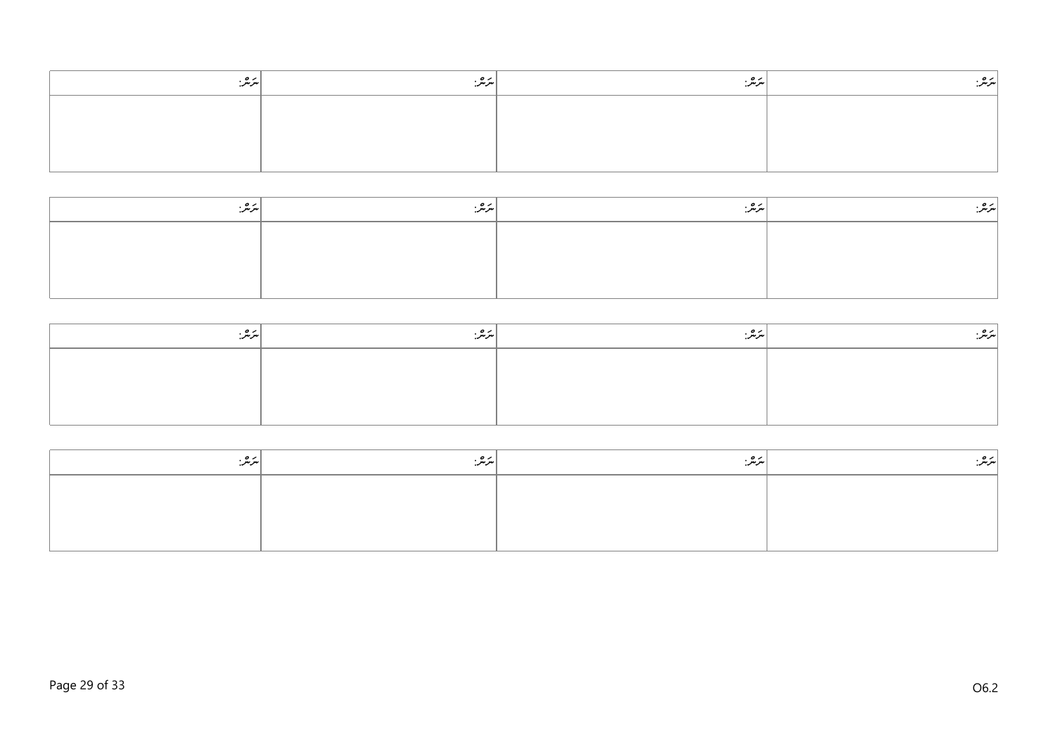| ނަންބަރ: | ނަންބަރ: | ނަންބަރ: | ނަންބަރ: |
| --- | --- | --- | --- |
| | | | |

| ނަންބަރ: | ނަންބަރ: | ނަންބަރ: | ނަންބަރ: |
| --- | --- | --- | --- |
| | | | |

| ނަންބަރ: | ނަންބަރ: | ނަންބަރ: | ނަންބަރ: |
| --- | --- | --- | --- |
| | | | |

| ނަންބަރ: | ނަންބަރ: | ނަންބަރ: | ނަންބަރ: |
| --- | --- | --- | --- |
| | | | |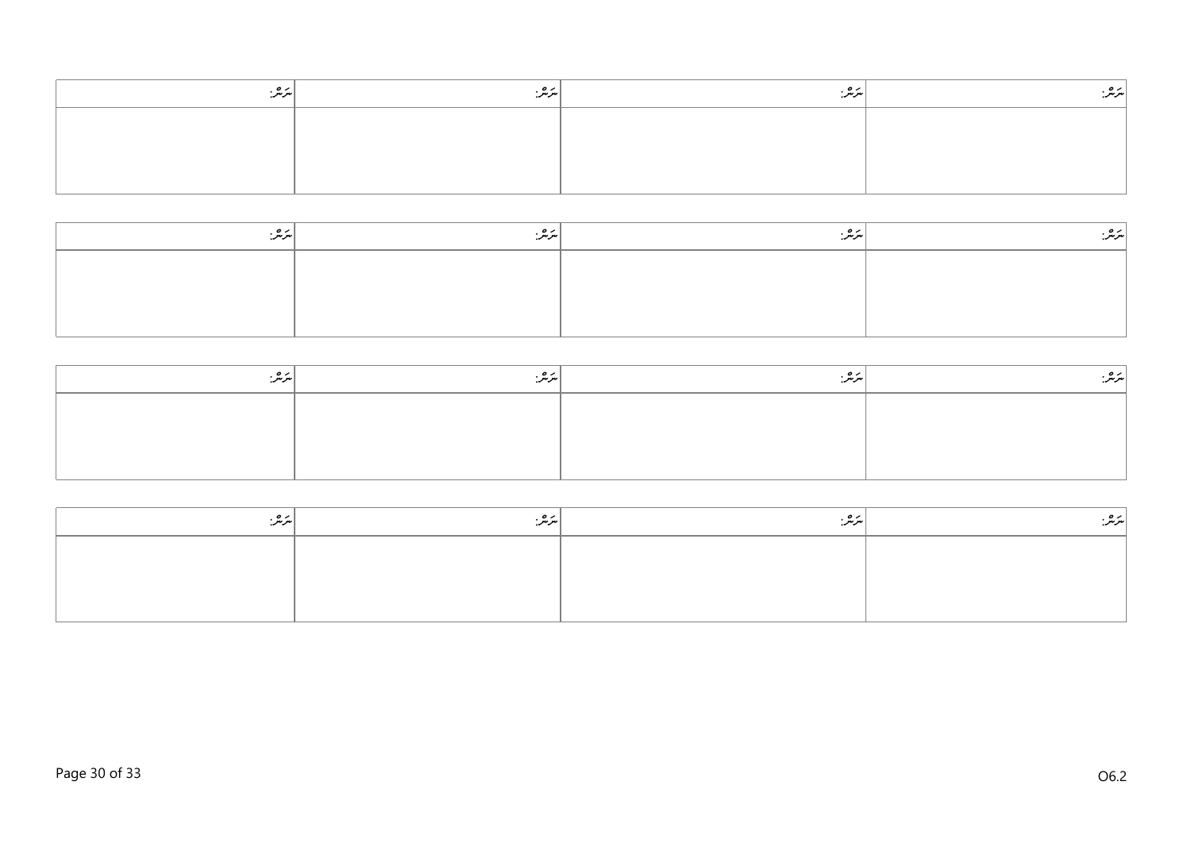| ނަންބަރ: | ނަންބަރ: | ނަންބަރ: | ނަންބަރ: |
|---|---|---|---|
| | | | |

| ނަންބަރ: | ނަންބަރ: | ނަންބަރ: | ނަންބަރ: |
|---|---|---|---|
| | | | |

| ނަންބަރ: | ނަންބަރ: | ނަންބަރ: | ނަންބަރ: |
|---|---|---|---|
| | | | |

| ނަންބަރ: | ނަންބަރ: | ނަންބަރ: | ނަންބަރ: |
|---|---|---|---|
| | | | |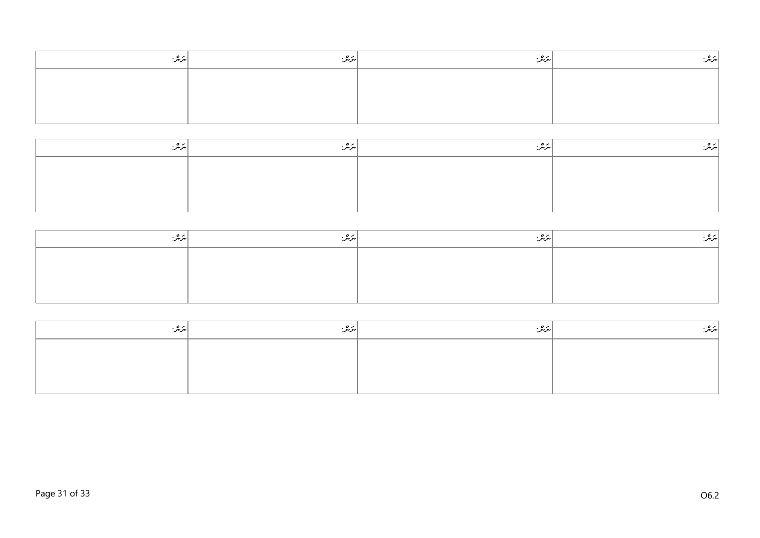| ނަރު: | ނަރު: | ނަރު: | ނަރު: |
| --- | --- | --- | --- |
| | | | |

| ނަރު: | ނަރު: | ނަރު: | ނަރު: |
| --- | --- | --- | --- |
| | | | |

| ނަރު: | ނަރު: | ނަރު: | ނަރު: |
| --- | --- | --- | --- |
| | | | |

| ނަރު: | ނަރު: | ނަރު: | ނަރު: |
| --- | --- | --- | --- |
| | | | |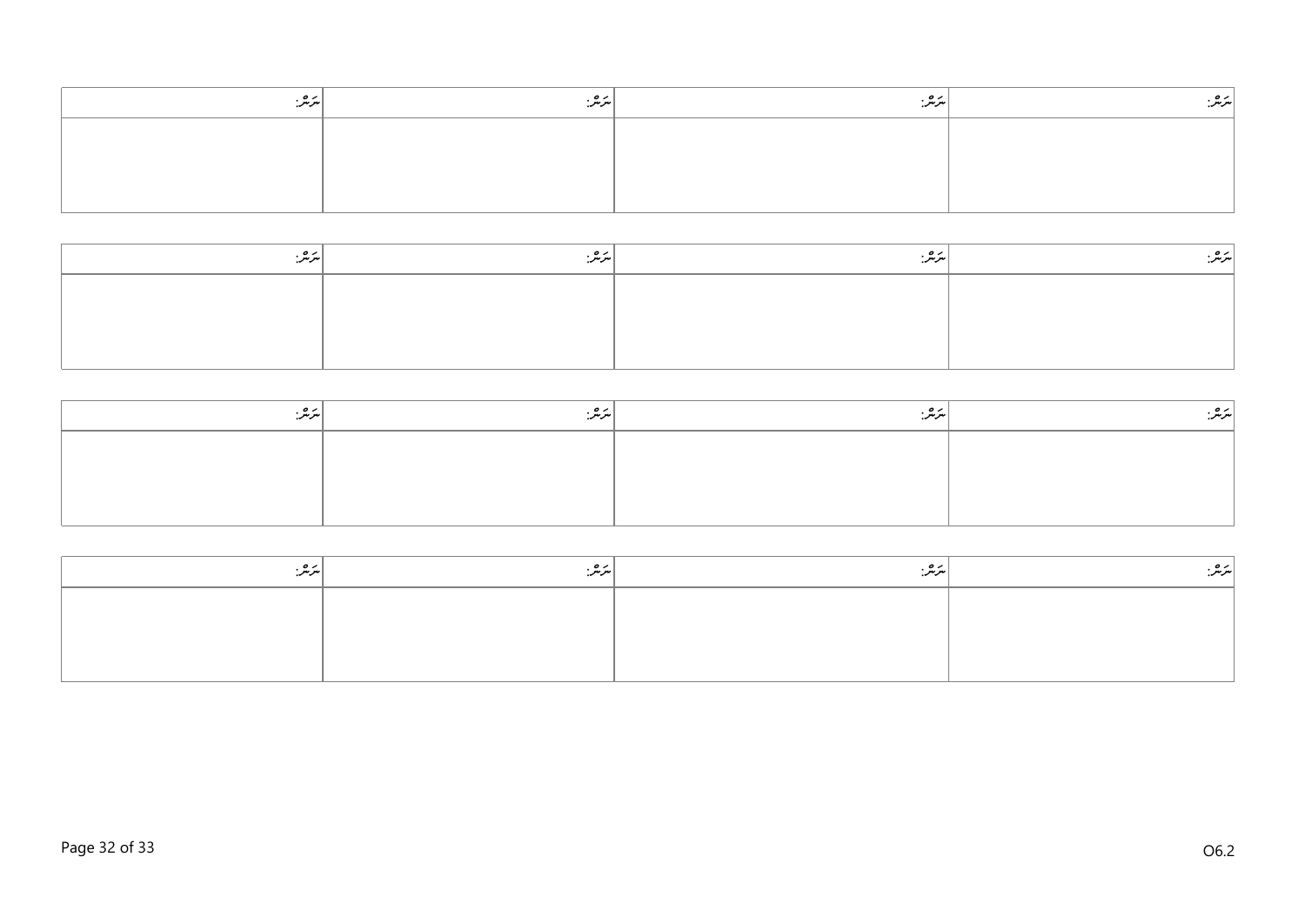| ނަރަ: | ނަރަ: | ނަރަ: | ނަރަ: |
|---|---|---|---|
| | | | |

| ނަރަ: | ނަރަ: | ނަރަ: | ނަރަ: |
|---|---|---|---|
| | | | |

| ނަރަ: | ނަރަ: | ނަރަ: | ނަރަ: |
|---|---|---|---|
| | | | |

| ނަރަ: | ނަރަ: | ނަރަ: | ނަރަ: |
|---|---|---|---|
| | | | |

O6.2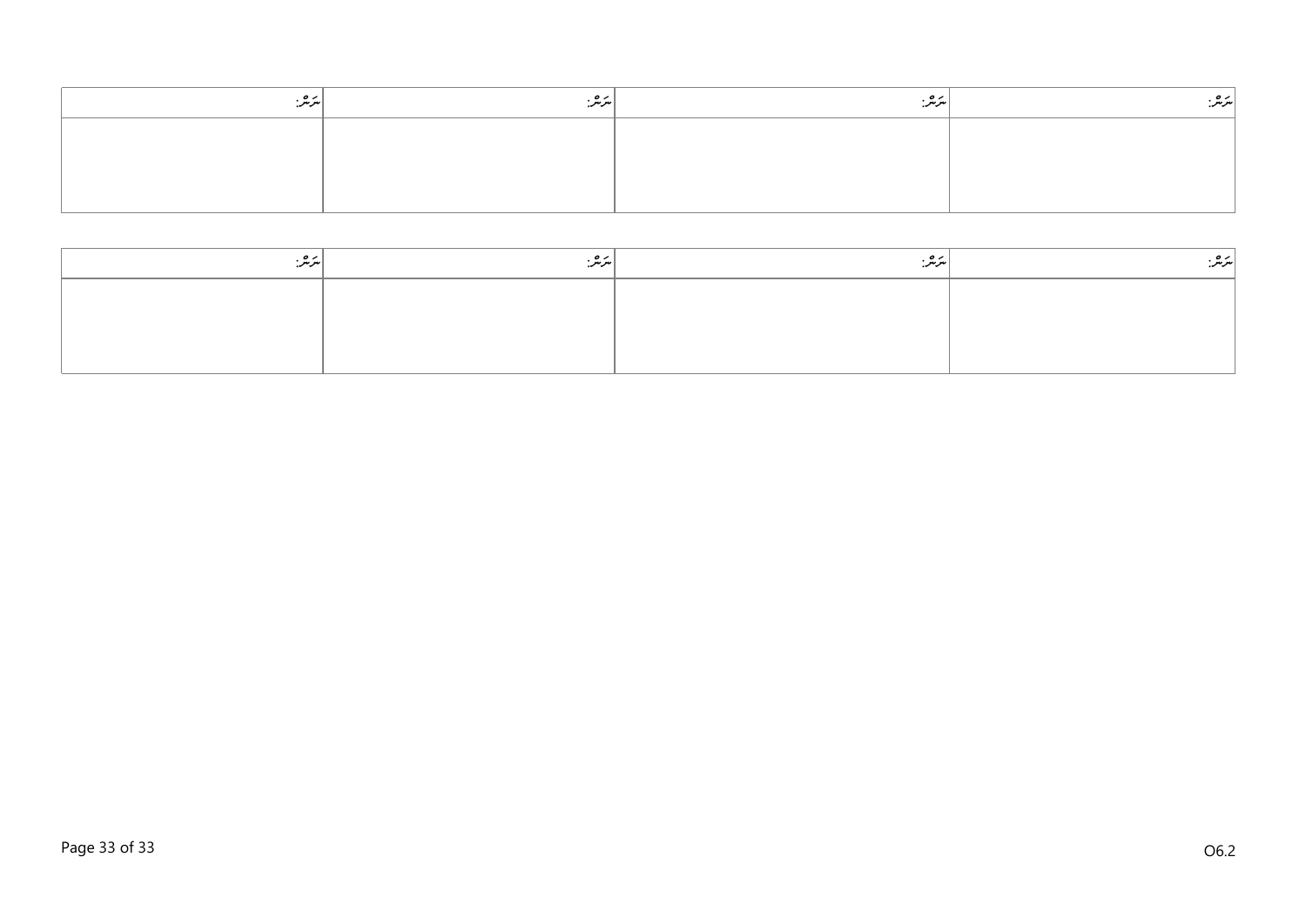| ނަރެދ: | ނަރެދ: | ނަރެދ: | ނަރެދ: |
| --- | --- | --- | --- |
| | | | |

| ނަރެދ: | ނަރެދ: | ނަރެދ: | ނަރެދ: |
| --- | --- | --- | --- |
| | | | |

O6.2